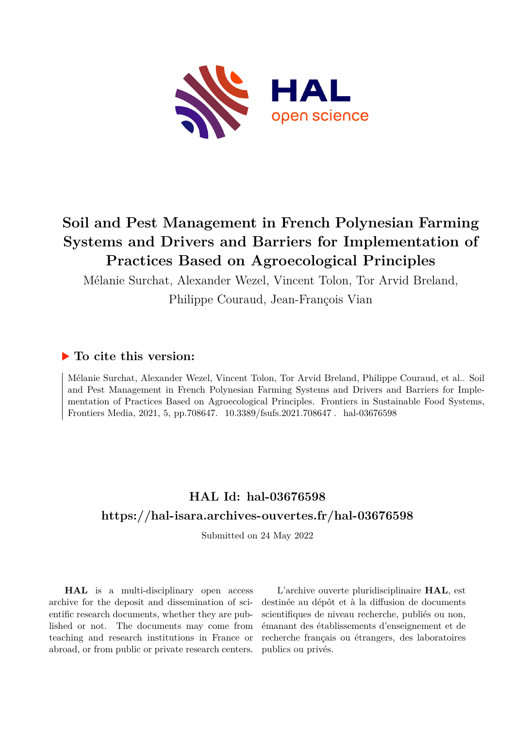# Soil and Pest Management in French Polynesian Farming Systems and Drivers and Barriers for Implementation of Practices Based on Agroecological Principles

Mélanie Surchat, Alexander Wezel, Vincent Tolon, Tor Arvid Breland, Philippe Couraud, Jean-François Vian

## ▶ To cite this version:

Mélanie Surchat, Alexander Wezel, Vincent Tolon, Tor Arvid Breland, Philippe Couraud, et al.. Soil and Pest Management in French Polynesian Farming Systems and Drivers and Barriers for Implementation of Practices Based on Agroecological Principles. Frontiers in Sustainable Food Systems, Frontiers Media, 2021, 5, pp.708647. 10.3389/fsufs.2021.708647 . hal-03676598

## HAL Id: hal-03676598

## https://hal-isara.archives-ouvertes.fr/hal-03676598

Submitted on 24 May 2022

**HAL** is a multi-disciplinary open access archive for the deposit and dissemination of scientific research documents, whether they are published or not. The documents may come from teaching and research institutions in France or abroad, or from public or private research centers.

L'archive ouverte pluridisciplinaire **HAL**, est destinée au dépôt et à la diffusion de documents scientifiques de niveau recherche, publiés ou non, émanant des établissements d'enseignement et de recherche français ou étrangers, des laboratoires publics ou privés.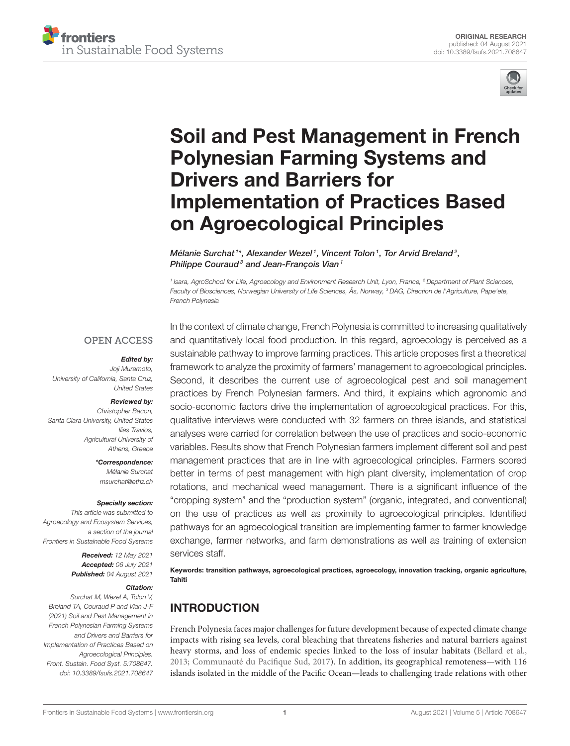# Soil and Pest Management in French Polynesian Farming Systems and Drivers and Barriers for Implementation of Practices Based on Agroecological Principles

*Mélanie Surchat[1]\*, Alexander Wezel[1], Vincent Tolon[1], Tor Arvid Breland[2], Philippe Couraud[3] and Jean-François Vian[1]*

[1] Isara, AgroSchool for Life, Agroecology and Environment Research Unit, Lyon, France, [2] Department of Plant Sciences, Faculty of Biosciences, Norwegian University of Life Sciences, Ås, Norway, [3] DAG, Direction de l'Agriculture, Pape'ete, French Polynesia

OPEN ACCESS

***Edited by:***
Joji Muramoto,
University of California, Santa Cruz,
United States

***Reviewed by:***
Christopher Bacon,
Santa Clara University, United States
Ilias Travlos,
Agricultural University of
Athens, Greece

***\*Correspondence:***
Mélanie Surchat
msurchat@ethz.ch

***Specialty section:***
This article was submitted to
Agroecology and Ecosystem Services,
a section of the journal
Frontiers in Sustainable Food Systems

***Received:*** 12 May 2021
***Accepted:*** 06 July 2021
***Published:*** 04 August 2021

***Citation:***
Surchat M, Wezel A, Tolon V,
Breland TA, Couraud P and Vian J-F
(2021) Soil and Pest Management in
French Polynesian Farming Systems
and Drivers and Barriers for
Implementation of Practices Based on
Agroecological Principles.
Front. Sustain. Food Syst. 5:708647.
doi: 10.3389/fsufs.2021.708647

In the context of climate change, French Polynesia is committed to increasing qualitatively and quantitatively local food production. In this regard, agroecology is perceived as a sustainable pathway to improve farming practices. This article proposes first a theoretical framework to analyze the proximity of farmers' management to agroecological principles. Second, it describes the current use of agroecological pest and soil management practices by French Polynesian farmers. And third, it explains which agronomic and socio-economic factors drive the implementation of agroecological practices. For this, qualitative interviews were conducted with 32 farmers on three islands, and statistical analyses were carried for correlation between the use of practices and socio-economic variables. Results show that French Polynesian farmers implement different soil and pest management practices that are in line with agroecological principles. Farmers scored better in terms of pest management with high plant diversity, implementation of crop rotations, and mechanical weed management. There is a significant influence of the "cropping system" and the "production system" (organic, integrated, and conventional) on the use of practices as well as proximity to agroecological principles. Identified pathways for an agroecological transition are implementing farmer to farmer knowledge exchange, farmer networks, and farm demonstrations as well as training of extension services staff.

**Keywords: transition pathways, agroecological practices, agroecology, innovation tracking, organic agriculture, Tahiti**

## INTRODUCTION

French Polynesia faces major challenges for future development because of expected climate change impacts with rising sea levels, coral bleaching that threatens fisheries and natural barriers against heavy storms, and loss of endemic species linked to the loss of insular habitats (Bellard et al., 2013; Communauté du Pacifique Sud, 2017). In addition, its geographical remoteness—with 116 islands isolated in the middle of the Pacific Ocean—leads to challenging trade relations with other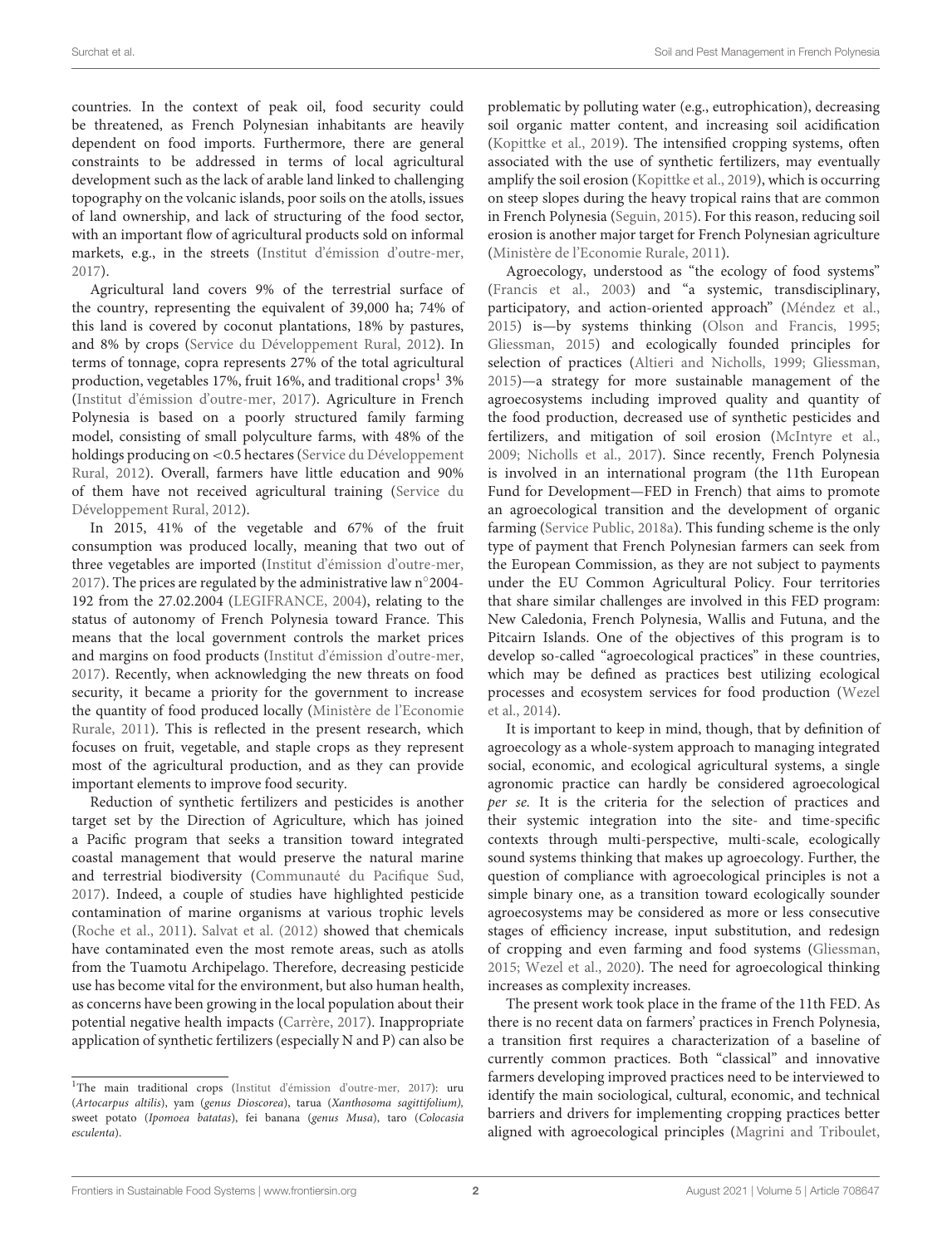countries. In the context of peak oil, food security could be threatened, as French Polynesian inhabitants are heavily dependent on food imports. Furthermore, there are general constraints to be addressed in terms of local agricultural development such as the lack of arable land linked to challenging topography on the volcanic islands, poor soils on the atolls, issues of land ownership, and lack of structuring of the food sector, with an important flow of agricultural products sold on informal markets, e.g., in the streets (Institut d'émission d'outre-mer, 2017).

Agricultural land covers 9% of the terrestrial surface of the country, representing the equivalent of 39,000 ha; 74% of this land is covered by coconut plantations, 18% by pastures, and 8% by crops (Service du Développement Rural, 2012). In terms of tonnage, copra represents 27% of the total agricultural production, vegetables 17%, fruit 16%, and traditional crops[1] 3% (Institut d'émission d'outre-mer, 2017). Agriculture in French Polynesia is based on a poorly structured family farming model, consisting of small polyculture farms, with 48% of the holdings producing on <0.5 hectares (Service du Développement Rural, 2012). Overall, farmers have little education and 90% of them have not received agricultural training (Service du Développement Rural, 2012).

In 2015, 41% of the vegetable and 67% of the fruit consumption was produced locally, meaning that two out of three vegetables are imported (Institut d'émission d'outre-mer, 2017). The prices are regulated by the administrative law n°2004-192 from the 27.02.2004 (LEGIFRANCE, 2004), relating to the status of autonomy of French Polynesia toward France. This means that the local government controls the market prices and margins on food products (Institut d'émission d'outre-mer, 2017). Recently, when acknowledging the new threats on food security, it became a priority for the government to increase the quantity of food produced locally (Ministère de l'Economie Rurale, 2011). This is reflected in the present research, which focuses on fruit, vegetable, and staple crops as they represent most of the agricultural production, and as they can provide important elements to improve food security.

Reduction of synthetic fertilizers and pesticides is another target set by the Direction of Agriculture, which has joined a Pacific program that seeks a transition toward integrated coastal management that would preserve the natural marine and terrestrial biodiversity (Communauté du Pacifique Sud, 2017). Indeed, a couple of studies have highlighted pesticide contamination of marine organisms at various trophic levels (Roche et al., 2011). Salvat et al. (2012) showed that chemicals have contaminated even the most remote areas, such as atolls from the Tuamotu Archipelago. Therefore, decreasing pesticide use has become vital for the environment, but also human health, as concerns have been growing in the local population about their potential negative health impacts (Carrère, 2017). Inappropriate application of synthetic fertilizers (especially N and P) can also be problematic by polluting water (e.g., eutrophication), decreasing soil organic matter content, and increasing soil acidification (Kopittke et al., 2019). The intensified cropping systems, often associated with the use of synthetic fertilizers, may eventually amplify the soil erosion (Kopittke et al., 2019), which is occurring on steep slopes during the heavy tropical rains that are common in French Polynesia (Seguin, 2015). For this reason, reducing soil erosion is another major target for French Polynesian agriculture (Ministère de l'Economie Rurale, 2011).

Agroecology, understood as "the ecology of food systems" (Francis et al., 2003) and "a systemic, transdisciplinary, participatory, and action-oriented approach" (Méndez et al., 2015) is—by systems thinking (Olson and Francis, 1995; Gliessman, 2015) and ecologically founded principles for selection of practices (Altieri and Nicholls, 1999; Gliessman, 2015)—a strategy for more sustainable management of the agroecosystems including improved quality and quantity of the food production, decreased use of synthetic pesticides and fertilizers, and mitigation of soil erosion (McIntyre et al., 2009; Nicholls et al., 2017). Since recently, French Polynesia is involved in an international program (the 11th European Fund for Development—FED in French) that aims to promote an agroecological transition and the development of organic farming (Service Public, 2018a). This funding scheme is the only type of payment that French Polynesian farmers can seek from the European Commission, as they are not subject to payments under the EU Common Agricultural Policy. Four territories that share similar challenges are involved in this FED program: New Caledonia, French Polynesia, Wallis and Futuna, and the Pitcairn Islands. One of the objectives of this program is to develop so-called "agroecological practices" in these countries, which may be defined as practices best utilizing ecological processes and ecosystem services for food production (Wezel et al., 2014).

It is important to keep in mind, though, that by definition of agroecology as a whole-system approach to managing integrated social, economic, and ecological agricultural systems, a single agronomic practice can hardly be considered agroecological *per se*. It is the criteria for the selection of practices and their systemic integration into the site- and time-specific contexts through multi-perspective, multi-scale, ecologically sound systems thinking that makes up agroecology. Further, the question of compliance with agroecological principles is not a simple binary one, as a transition toward ecologically sounder agroecosystems may be considered as more or less consecutive stages of efficiency increase, input substitution, and redesign of cropping and even farming and food systems (Gliessman, 2015; Wezel et al., 2020). The need for agroecological thinking increases as complexity increases.

The present work took place in the frame of the 11th FED. As there is no recent data on farmers' practices in French Polynesia, a transition first requires a characterization of a baseline of currently common practices. Both "classical" and innovative farmers developing improved practices need to be interviewed to identify the main sociological, cultural, economic, and technical barriers and drivers for implementing cropping practices better aligned with agroecological principles (Magrini and Triboulet,

[1] The main traditional crops (Institut d'émission d'outre-mer, 2017): uru (*Artocarpus altilis*), yam (*genus Dioscorea*), tarua (*Xanthosoma sagittifolium*), sweet potato (*Ipomoea batatas*), fei banana (*genus Musa*), taro (*Colocasia esculenta*).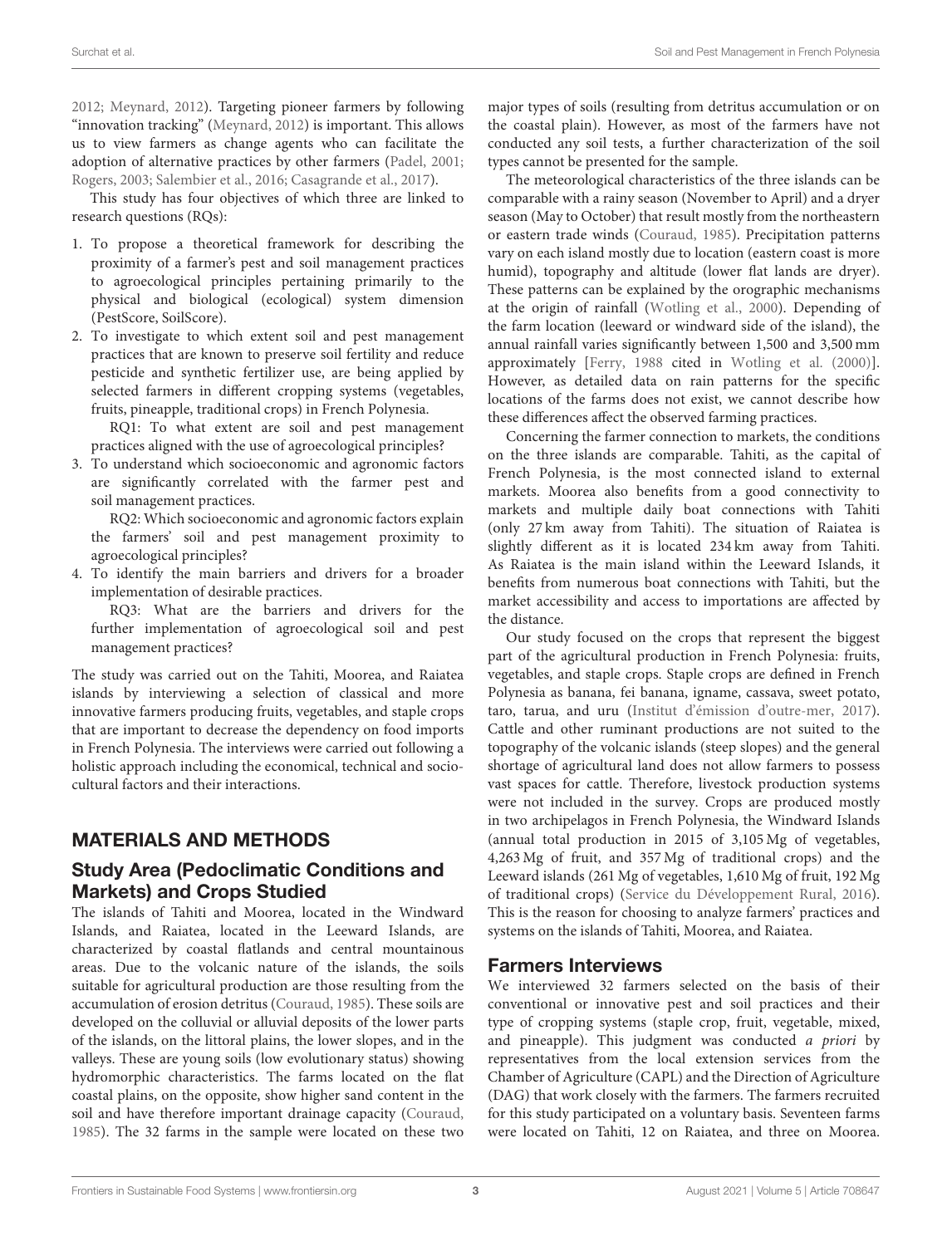2012; Meynard, 2012). Targeting pioneer farmers by following "innovation tracking" (Meynard, 2012) is important. This allows us to view farmers as change agents who can facilitate the adoption of alternative practices by other farmers (Padel, 2001; Rogers, 2003; Salembier et al., 2016; Casagrande et al., 2017).

This study has four objectives of which three are linked to research questions (RQs):

1. To propose a theoretical framework for describing the proximity of a farmer's pest and soil management practices to agroecological principles pertaining primarily to the physical and biological (ecological) system dimension (PestScore, SoilScore).
2. To investigate to which extent soil and pest management practices that are known to preserve soil fertility and reduce pesticide and synthetic fertilizer use, are being applied by selected farmers in different cropping systems (vegetables, fruits, pineapple, traditional crops) in French Polynesia.

   RQ1: To what extent are soil and pest management practices aligned with the use of agroecological principles?
3. To understand which socioeconomic and agronomic factors are significantly correlated with the farmer pest and soil management practices.

   RQ2: Which socioeconomic and agronomic factors explain the farmers' soil and pest management proximity to agroecological principles?
4. To identify the main barriers and drivers for a broader implementation of desirable practices.

   RQ3: What are the barriers and drivers for the further implementation of agroecological soil and pest management practices?

The study was carried out on the Tahiti, Moorea, and Raiatea islands by interviewing a selection of classical and more innovative farmers producing fruits, vegetables, and staple crops that are important to decrease the dependency on food imports in French Polynesia. The interviews were carried out following a holistic approach including the economical, technical and socio-cultural factors and their interactions.

## MATERIALS AND METHODS

### Study Area (Pedoclimatic Conditions and Markets) and Crops Studied

The islands of Tahiti and Moorea, located in the Windward Islands, and Raiatea, located in the Leeward Islands, are characterized by coastal flatlands and central mountainous areas. Due to the volcanic nature of the islands, the soils suitable for agricultural production are those resulting from the accumulation of erosion detritus (Couraud, 1985). These soils are developed on the colluvial or alluvial deposits of the lower parts of the islands, on the littoral plains, the lower slopes, and in the valleys. These are young soils (low evolutionary status) showing hydromorphic characteristics. The farms located on the flat coastal plains, on the opposite, show higher sand content in the soil and have therefore important drainage capacity (Couraud, 1985). The 32 farms in the sample were located on these two major types of soils (resulting from detritus accumulation or on the coastal plain). However, as most of the farmers have not conducted any soil tests, a further characterization of the soil types cannot be presented for the sample.

The meteorological characteristics of the three islands can be comparable with a rainy season (November to April) and a dryer season (May to October) that result mostly from the northeastern or eastern trade winds (Couraud, 1985). Precipitation patterns vary on each island mostly due to location (eastern coast is more humid), topography and altitude (lower flat lands are dryer). These patterns can be explained by the orographic mechanisms at the origin of rainfall (Wotling et al., 2000). Depending of the farm location (leeward or windward side of the island), the annual rainfall varies significantly between 1,500 and 3,500 mm approximately [Ferry, 1988 cited in Wotling et al. (2000)]. However, as detailed data on rain patterns for the specific locations of the farms does not exist, we cannot describe how these differences affect the observed farming practices.

Concerning the farmer connection to markets, the conditions on the three islands are comparable. Tahiti, as the capital of French Polynesia, is the most connected island to external markets. Moorea also benefits from a good connectivity to markets and multiple daily boat connections with Tahiti (only 27 km away from Tahiti). The situation of Raiatea is slightly different as it is located 234 km away from Tahiti. As Raiatea is the main island within the Leeward Islands, it benefits from numerous boat connections with Tahiti, but the market accessibility and access to importations are affected by the distance.

Our study focused on the crops that represent the biggest part of the agricultural production in French Polynesia: fruits, vegetables, and staple crops. Staple crops are defined in French Polynesia as banana, fei banana, igname, cassava, sweet potato, taro, tarua, and uru (Institut d'émission d'outre-mer, 2017). Cattle and other ruminant productions are not suited to the topography of the volcanic islands (steep slopes) and the general shortage of agricultural land does not allow farmers to possess vast spaces for cattle. Therefore, livestock production systems were not included in the survey. Crops are produced mostly in two archipelagos in French Polynesia, the Windward Islands (annual total production in 2015 of 3,105 Mg of vegetables, 4,263 Mg of fruit, and 357 Mg of traditional crops) and the Leeward islands (261 Mg of vegetables, 1,610 Mg of fruit, 192 Mg of traditional crops) (Service du Développement Rural, 2016). This is the reason for choosing to analyze farmers' practices and systems on the islands of Tahiti, Moorea, and Raiatea.

### Farmers Interviews

We interviewed 32 farmers selected on the basis of their conventional or innovative pest and soil practices and their type of cropping systems (staple crop, fruit, vegetable, mixed, and pineapple). This judgment was conducted *a priori* by representatives from the local extension services from the Chamber of Agriculture (CAPL) and the Direction of Agriculture (DAG) that work closely with the farmers. The farmers recruited for this study participated on a voluntary basis. Seventeen farms were located on Tahiti, 12 on Raiatea, and three on Moorea.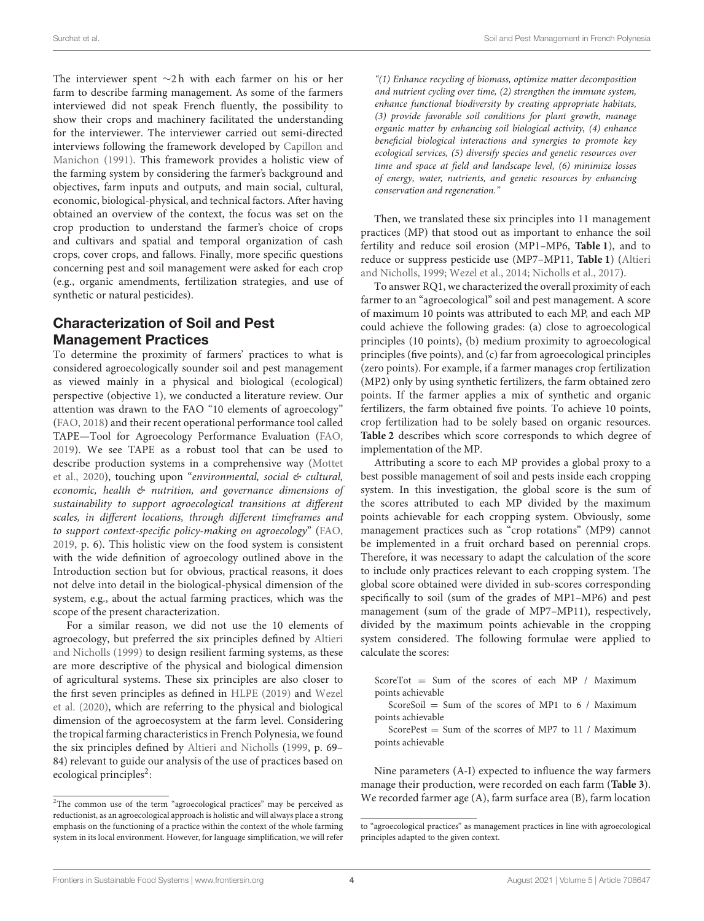The interviewer spent ∼2 h with each farmer on his or her farm to describe farming management. As some of the farmers interviewed did not speak French fluently, the possibility to show their crops and machinery facilitated the understanding for the interviewer. The interviewer carried out semi-directed interviews following the framework developed by Capillon and Manichon (1991). This framework provides a holistic view of the farming system by considering the farmer's background and objectives, farm inputs and outputs, and main social, cultural, economic, biological-physical, and technical factors. After having obtained an overview of the context, the focus was set on the crop production to understand the farmer's choice of crops and cultivars and spatial and temporal organization of cash crops, cover crops, and fallows. Finally, more specific questions concerning pest and soil management were asked for each crop (e.g., organic amendments, fertilization strategies, and use of synthetic or natural pesticides).

## Characterization of Soil and Pest Management Practices

To determine the proximity of farmers' practices to what is considered agroecologically sounder soil and pest management as viewed mainly in a physical and biological (ecological) perspective (objective 1), we conducted a literature review. Our attention was drawn to the FAO "10 elements of agroecology" (FAO, 2018) and their recent operational performance tool called TAPE—Tool for Agroecology Performance Evaluation (FAO, 2019). We see TAPE as a robust tool that can be used to describe production systems in a comprehensive way (Mottet et al., 2020), touching upon "*environmental, social & cultural, economic, health & nutrition, and governance dimensions of sustainability to support agroecological transitions at different scales, in different locations, through different timeframes and to support context-specific policy-making on agroecology*" (FAO, 2019, p. 6). This holistic view on the food system is consistent with the wide definition of agroecology outlined above in the Introduction section but for obvious, practical reasons, it does not delve into detail in the biological-physical dimension of the system, e.g., about the actual farming practices, which was the scope of the present characterization.

For a similar reason, we did not use the 10 elements of agroecology, but preferred the six principles defined by Altieri and Nicholls (1999) to design resilient farming systems, as these are more descriptive of the physical and biological dimension of agricultural systems. These six principles are also closer to the first seven principles as defined in HLPE (2019) and Wezel et al. (2020), which are referring to the physical and biological dimension of the agroecosystem at the farm level. Considering the tropical farming characteristics in French Polynesia, we found the six principles defined by Altieri and Nicholls (1999, p. 69–84) relevant to guide our analysis of the use of practices based on ecological principles[2]:

*"(1) Enhance recycling of biomass, optimize matter decomposition and nutrient cycling over time, (2) strengthen the immune system, enhance functional biodiversity by creating appropriate habitats, (3) provide favorable soil conditions for plant growth, manage organic matter by enhancing soil biological activity, (4) enhance beneficial biological interactions and synergies to promote key ecological services, (5) diversify species and genetic resources over time and space at field and landscape level, (6) minimize losses of energy, water, nutrients, and genetic resources by enhancing conservation and regeneration."*

Then, we translated these six principles into 11 management practices (MP) that stood out as important to enhance the soil fertility and reduce soil erosion (MP1–MP6, **Table 1**), and to reduce or suppress pesticide use (MP7–MP11, **Table 1**) (Altieri and Nicholls, 1999; Wezel et al., 2014; Nicholls et al., 2017).

To answer RQ1, we characterized the overall proximity of each farmer to an "agroecological" soil and pest management. A score of maximum 10 points was attributed to each MP, and each MP could achieve the following grades: (a) close to agroecological principles (10 points), (b) medium proximity to agroecological principles (five points), and (c) far from agroecological principles (zero points). For example, if a farmer manages crop fertilization (MP2) only by using synthetic fertilizers, the farm obtained zero points. If the farmer applies a mix of synthetic and organic fertilizers, the farm obtained five points. To achieve 10 points, crop fertilization had to be solely based on organic resources. **Table 2** describes which score corresponds to which degree of implementation of the MP.

Attributing a score to each MP provides a global proxy to a best possible management of soil and pests inside each cropping system. In this investigation, the global score is the sum of the scores attributed to each MP divided by the maximum points achievable for each cropping system. Obviously, some management practices such as "crop rotations" (MP9) cannot be implemented in a fruit orchard based on perennial crops. Therefore, it was necessary to adapt the calculation of the score to include only practices relevant to each cropping system. The global score obtained were divided in sub-scores corresponding specifically to soil (sum of the grades of MP1–MP6) and pest management (sum of the grade of MP7–MP11), respectively, divided by the maximum points achievable in the cropping system considered. The following formulae were applied to calculate the scores:

ScoreTot = Sum of the scores of each MP / Maximum points achievable

ScoreSoil = Sum of the scores of MP1 to 6 / Maximum points achievable

ScorePest = Sum of the scorres of MP7 to 11 / Maximum points achievable

Nine parameters (A-I) expected to influence the way farmers manage their production, were recorded on each farm (**Table 3**). We recorded farmer age (A), farm surface area (B), farm location

[2]The common use of the term "agroecological practices" may be perceived as reductionist, as an agroecological approach is holistic and will always place a strong emphasis on the functioning of a practice within the context of the whole farming system in its local environment. However, for language simplification, we will refer to "agroecological practices" as management practices in line with agroecological principles adapted to the given context.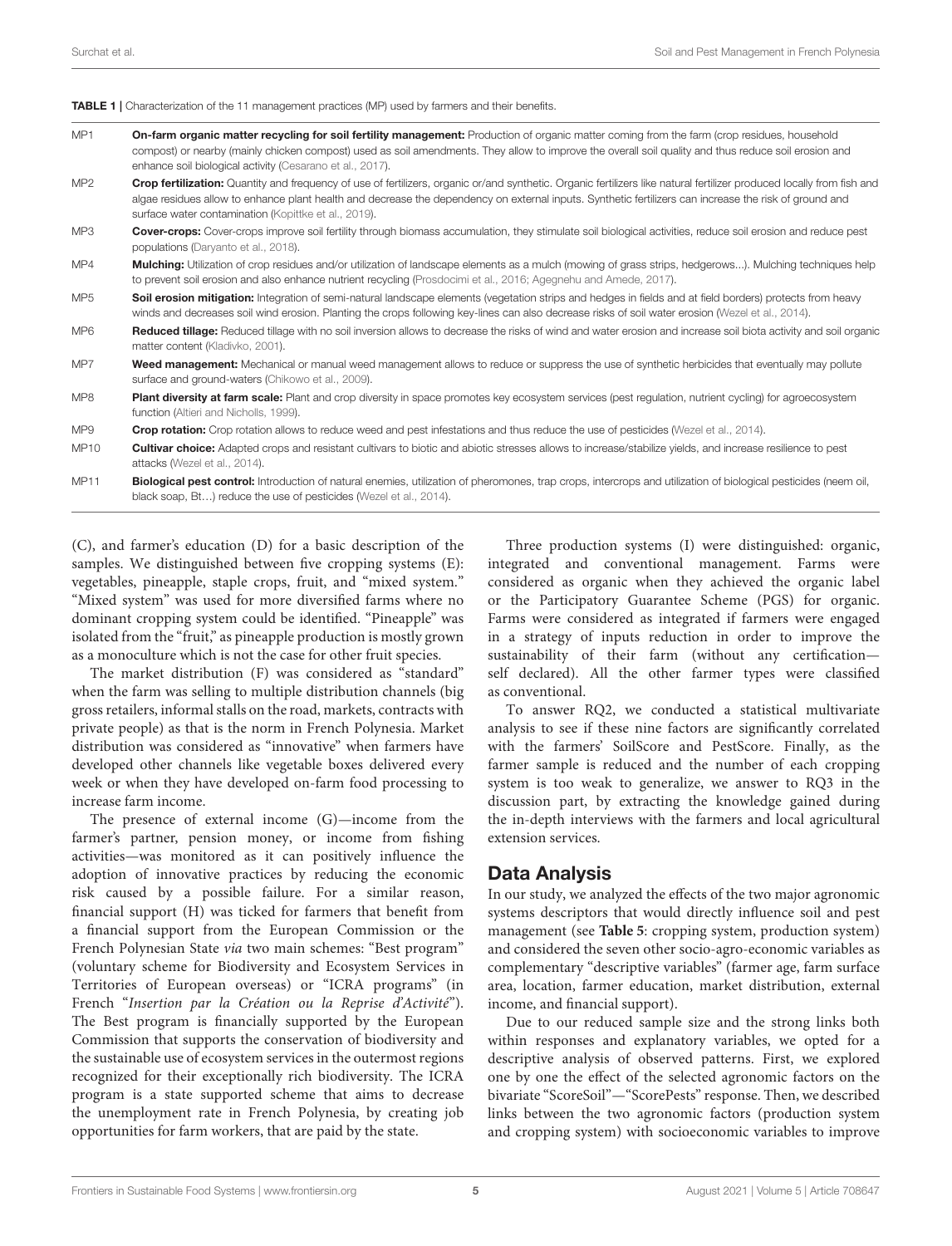**TABLE 1** | Characterization of the 11 management practices (MP) used by farmers and their benefits.

| | |
|---|---|
| MP1 | **On-farm organic matter recycling for soil fertility management:** Production of organic matter coming from the farm (crop residues, household compost) or nearby (mainly chicken compost) used as soil amendments. They allow to improve the overall soil quality and thus reduce soil erosion and enhance soil biological activity (Cesarano et al., 2017). |
| MP2 | **Crop fertilization:** Quantity and frequency of use of fertilizers, organic or/and synthetic. Organic fertilizers like natural fertilizer produced locally from fish and algae residues allow to enhance plant health and decrease the dependency on external inputs. Synthetic fertilizers can increase the risk of ground and surface water contamination (Kopittke et al., 2019). |
| MP3 | **Cover-crops:** Cover-crops improve soil fertility through biomass accumulation, they stimulate soil biological activities, reduce soil erosion and reduce pest populations (Daryanto et al., 2018). |
| MP4 | **Mulching:** Utilization of crop residues and/or utilization of landscape elements as a mulch (mowing of grass strips, hedgerows...). Mulching techniques help to prevent soil erosion and also enhance nutrient recycling (Prosdocimi et al., 2016; Agegnehu and Amede, 2017). |
| MP5 | **Soil erosion mitigation:** Integration of semi-natural landscape elements (vegetation strips and hedges in fields and at field borders) protects from heavy winds and decreases soil wind erosion. Planting the crops following key-lines can also decrease risks of soil water erosion (Wezel et al., 2014). |
| MP6 | **Reduced tillage:** Reduced tillage with no soil inversion allows to decrease the risks of wind and water erosion and increase soil biota activity and soil organic matter content (Kladivko, 2001). |
| MP7 | **Weed management:** Mechanical or manual weed management allows to reduce or suppress the use of synthetic herbicides that eventually may pollute surface and ground-waters (Chikowo et al., 2009). |
| MP8 | **Plant diversity at farm scale:** Plant and crop diversity in space promotes key ecosystem services (pest regulation, nutrient cycling) for agroecosystem function (Altieri and Nicholls, 1999). |
| MP9 | **Crop rotation:** Crop rotation allows to reduce weed and pest infestations and thus reduce the use of pesticides (Wezel et al., 2014). |
| MP10 | **Cultivar choice:** Adapted crops and resistant cultivars to biotic and abiotic stresses allows to increase/stabilize yields, and increase resilience to pest attacks (Wezel et al., 2014). |
| MP11 | **Biological pest control:** Introduction of natural enemies, utilization of pheromones, trap crops, intercrops and utilization of biological pesticides (neem oil, black soap, Bt…) reduce the use of pesticides (Wezel et al., 2014). |

(C), and farmer's education (D) for a basic description of the samples. We distinguished between five cropping systems (E): vegetables, pineapple, staple crops, fruit, and "mixed system." "Mixed system" was used for more diversified farms where no dominant cropping system could be identified. "Pineapple" was isolated from the "fruit," as pineapple production is mostly grown as a monoculture which is not the case for other fruit species.

The market distribution (F) was considered as "standard" when the farm was selling to multiple distribution channels (big gross retailers, informal stalls on the road, markets, contracts with private people) as that is the norm in French Polynesia. Market distribution was considered as "innovative" when farmers have developed other channels like vegetable boxes delivered every week or when they have developed on-farm food processing to increase farm income.

The presence of external income (G)—income from the farmer's partner, pension money, or income from fishing activities—was monitored as it can positively influence the adoption of innovative practices by reducing the economic risk caused by a possible failure. For a similar reason, financial support (H) was ticked for farmers that benefit from a financial support from the European Commission or the French Polynesian State *via* two main schemes: "Best program" (voluntary scheme for Biodiversity and Ecosystem Services in Territories of European overseas) or "ICRA programs" (in French "*Insertion par la Création ou la Reprise d'Activité*"). The Best program is financially supported by the European Commission that supports the conservation of biodiversity and the sustainable use of ecosystem services in the outermost regions recognized for their exceptionally rich biodiversity. The ICRA program is a state supported scheme that aims to decrease the unemployment rate in French Polynesia, by creating job opportunities for farm workers, that are paid by the state.

Three production systems (I) were distinguished: organic, integrated and conventional management. Farms were considered as organic when they achieved the organic label or the Participatory Guarantee Scheme (PGS) for organic. Farms were considered as integrated if farmers were engaged in a strategy of inputs reduction in order to improve the sustainability of their farm (without any certification—self declared). All the other farmer types were classified as conventional.

To answer RQ2, we conducted a statistical multivariate analysis to see if these nine factors are significantly correlated with the farmers' SoilScore and PestScore. Finally, as the farmer sample is reduced and the number of each cropping system is too weak to generalize, we answer to RQ3 in the discussion part, by extracting the knowledge gained during the in-depth interviews with the farmers and local agricultural extension services.

## Data Analysis

In our study, we analyzed the effects of the two major agronomic systems descriptors that would directly influence soil and pest management (see **Table 5**: cropping system, production system) and considered the seven other socio-agro-economic variables as complementary "descriptive variables" (farmer age, farm surface area, location, farmer education, market distribution, external income, and financial support).

Due to our reduced sample size and the strong links both within responses and explanatory variables, we opted for a descriptive analysis of observed patterns. First, we explored one by one the effect of the selected agronomic factors on the bivariate "ScoreSoil"—"ScorePests" response. Then, we described links between the two agronomic factors (production system and cropping system) with socioeconomic variables to improve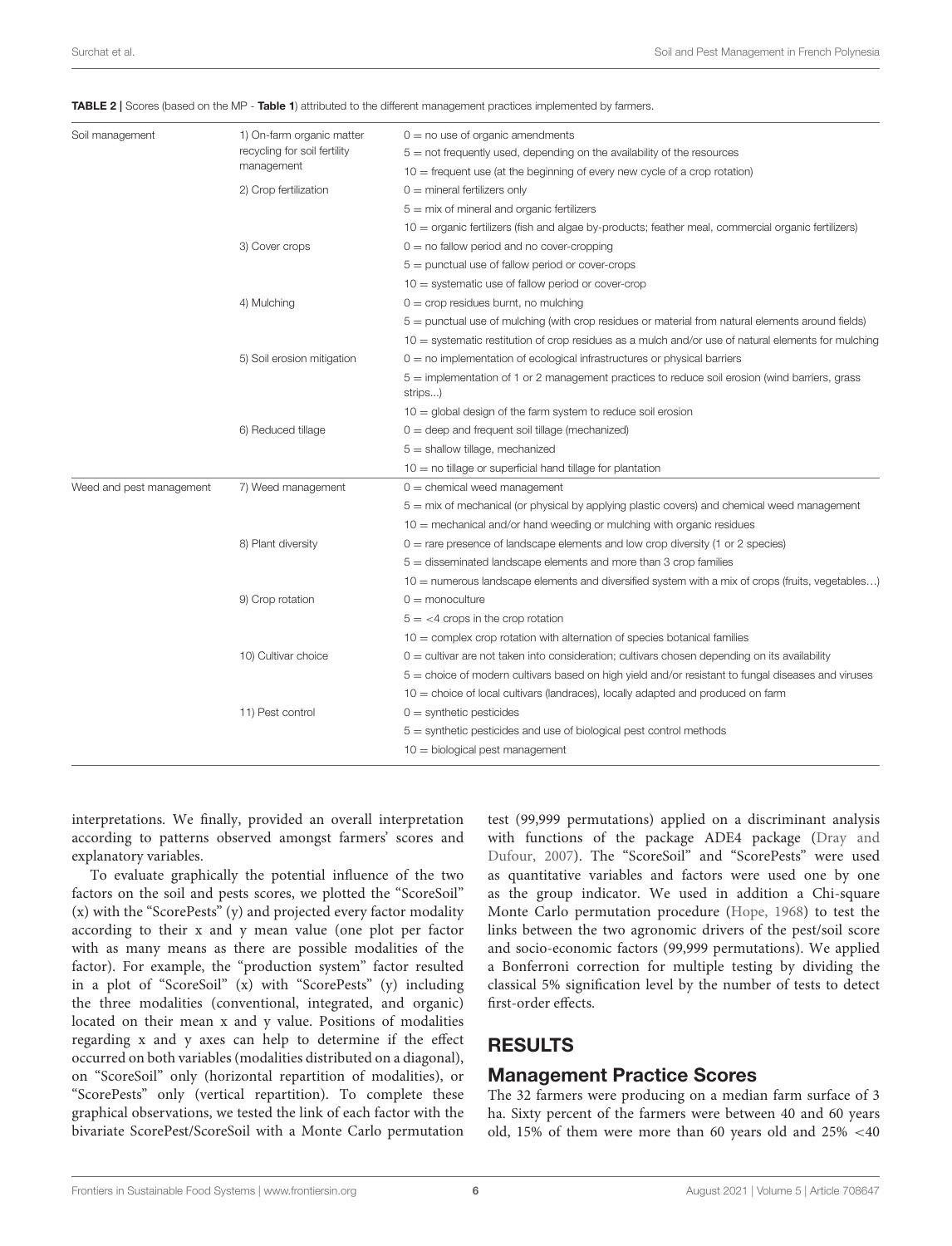**TABLE 2 |** Scores (based on the MP - **Table 1**) attributed to the different management practices implemented by farmers.

| | | |
|---|---|---|
| Soil management | 1) On-farm organic matter recycling for soil fertility management | 0 = no use of organic amendments |
| | | 5 = not frequently used, depending on the availability of the resources |
| | | 10 = frequent use (at the beginning of every new cycle of a crop rotation) |
| | 2) Crop fertilization | 0 = mineral fertilizers only |
| | | 5 = mix of mineral and organic fertilizers |
| | | 10 = organic fertilizers (fish and algae by-products; feather meal, commercial organic fertilizers) |
| | 3) Cover crops | 0 = no fallow period and no cover-cropping |
| | | 5 = punctual use of fallow period or cover-crops |
| | | 10 = systematic use of fallow period or cover-crop |
| | 4) Mulching | 0 = crop residues burnt, no mulching |
| | | 5 = punctual use of mulching (with crop residues or material from natural elements around fields) |
| | | 10 = systematic restitution of crop residues as a mulch and/or use of natural elements for mulching |
| | 5) Soil erosion mitigation | 0 = no implementation of ecological infrastructures or physical barriers |
| | | 5 = implementation of 1 or 2 management practices to reduce soil erosion (wind barriers, grass strips...) |
| | | 10 = global design of the farm system to reduce soil erosion |
| | 6) Reduced tillage | 0 = deep and frequent soil tillage (mechanized) |
| | | 5 = shallow tillage, mechanized |
| | | 10 = no tillage or superficial hand tillage for plantation |
| Weed and pest management | 7) Weed management | 0 = chemical weed management |
| | | 5 = mix of mechanical (or physical by applying plastic covers) and chemical weed management |
| | | 10 = mechanical and/or hand weeding or mulching with organic residues |
| | 8) Plant diversity | 0 = rare presence of landscape elements and low crop diversity (1 or 2 species) |
| | | 5 = disseminated landscape elements and more than 3 crop families |
| | | 10 = numerous landscape elements and diversified system with a mix of crops (fruits, vegetables…) |
| | 9) Crop rotation | 0 = monoculture |
| | | 5 = <4 crops in the crop rotation |
| | | 10 = complex crop rotation with alternation of species botanical families |
| | 10) Cultivar choice | 0 = cultivar are not taken into consideration; cultivars chosen depending on its availability |
| | | 5 = choice of modern cultivars based on high yield and/or resistant to fungal diseases and viruses |
| | | 10 = choice of local cultivars (landraces), locally adapted and produced on farm |
| | 11) Pest control | 0 = synthetic pesticides |
| | | 5 = synthetic pesticides and use of biological pest control methods |
| | | 10 = biological pest management |

interpretations. We finally, provided an overall interpretation according to patterns observed amongst farmers' scores and explanatory variables.

To evaluate graphically the potential influence of the two factors on the soil and pests scores, we plotted the "ScoreSoil" (x) with the "ScorePests" (y) and projected every factor modality according to their x and y mean value (one plot per factor with as many means as there are possible modalities of the factor). For example, the "production system" factor resulted in a plot of "ScoreSoil" (x) with "ScorePests" (y) including the three modalities (conventional, integrated, and organic) located on their mean x and y value. Positions of modalities regarding x and y axes can help to determine if the effect occurred on both variables (modalities distributed on a diagonal), on "ScoreSoil" only (horizontal repartition of modalities), or "ScorePests" only (vertical repartition). To complete these graphical observations, we tested the link of each factor with the bivariate ScorePest/ScoreSoil with a Monte Carlo permutation test (99,999 permutations) applied on a discriminant analysis with functions of the package ADE4 package (Dray and Dufour, 2007). The "ScoreSoil" and "ScorePests" were used as quantitative variables and factors were used one by one as the group indicator. We used in addition a Chi-square Monte Carlo permutation procedure (Hope, 1968) to test the links between the two agronomic drivers of the pest/soil score and socio-economic factors (99,999 permutations). We applied a Bonferroni correction for multiple testing by dividing the classical 5% signification level by the number of tests to detect first-order effects.

## RESULTS

### Management Practice Scores

The 32 farmers were producing on a median farm surface of 3 ha. Sixty percent of the farmers were between 40 and 60 years old, 15% of them were more than 60 years old and 25% <40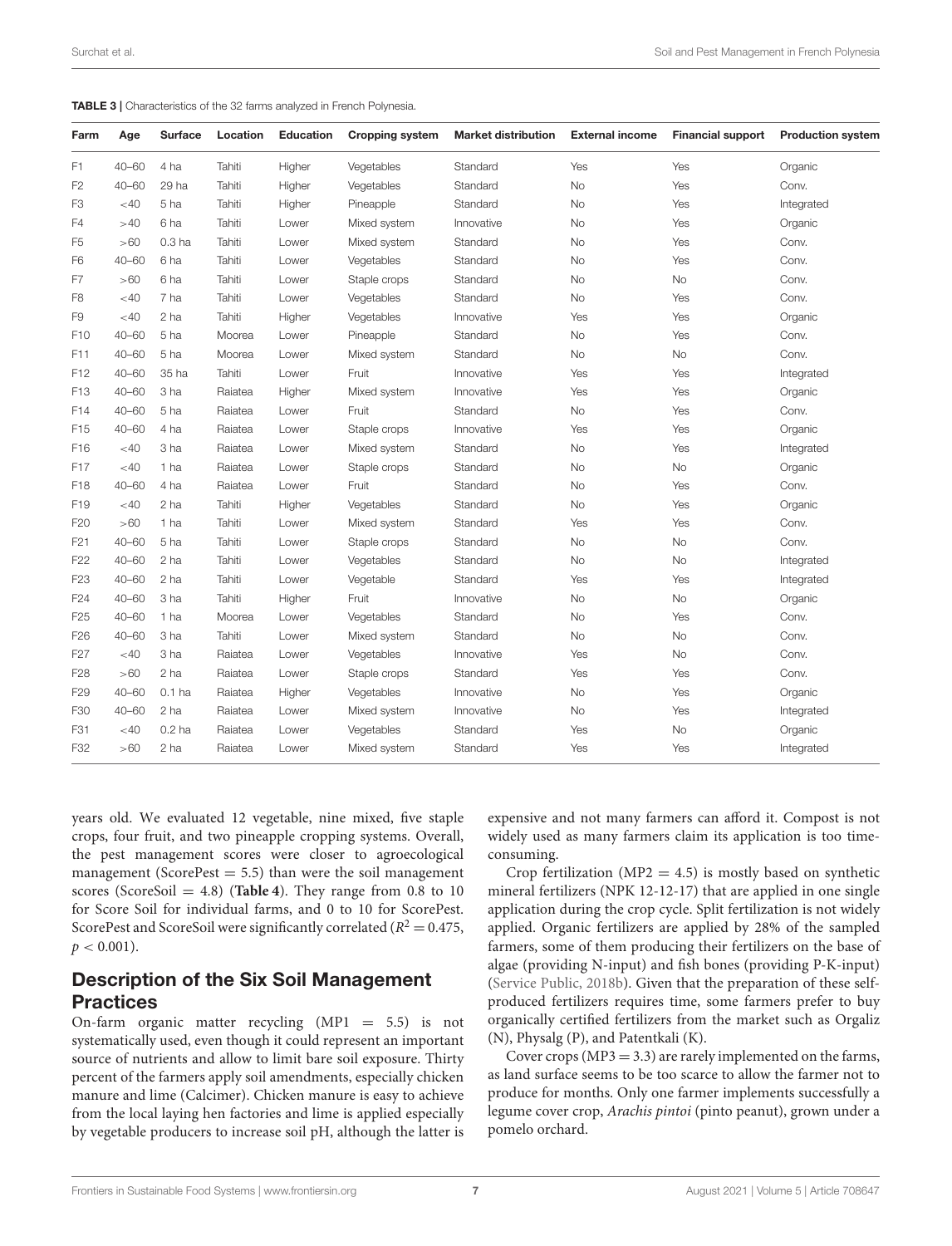**TABLE 3 |** Characteristics of the 32 farms analyzed in French Polynesia.

| Farm | Age | Surface | Location | Education | Cropping system | Market distribution | External income | Financial support | Production system |
|---|---|---|---|---|---|---|---|---|---|
| F1 | 40–60 | 4 ha | Tahiti | Higher | Vegetables | Standard | Yes | Yes | Organic |
| F2 | 40–60 | 29 ha | Tahiti | Higher | Vegetables | Standard | No | Yes | Conv. |
| F3 | <40 | 5 ha | Tahiti | Higher | Pineapple | Standard | No | Yes | Integrated |
| F4 | >40 | 6 ha | Tahiti | Lower | Mixed system | Innovative | No | Yes | Organic |
| F5 | >60 | 0.3 ha | Tahiti | Lower | Mixed system | Standard | No | Yes | Conv. |
| F6 | 40–60 | 6 ha | Tahiti | Lower | Vegetables | Standard | No | Yes | Conv. |
| F7 | >60 | 6 ha | Tahiti | Lower | Staple crops | Standard | No | No | Conv. |
| F8 | <40 | 7 ha | Tahiti | Lower | Vegetables | Standard | No | Yes | Conv. |
| F9 | <40 | 2 ha | Tahiti | Higher | Vegetables | Innovative | Yes | Yes | Organic |
| F10 | 40–60 | 5 ha | Moorea | Lower | Pineapple | Standard | No | Yes | Conv. |
| F11 | 40–60 | 5 ha | Moorea | Lower | Mixed system | Standard | No | No | Conv. |
| F12 | 40–60 | 35 ha | Tahiti | Lower | Fruit | Innovative | Yes | Yes | Integrated |
| F13 | 40–60 | 3 ha | Raiatea | Higher | Mixed system | Innovative | Yes | Yes | Organic |
| F14 | 40–60 | 5 ha | Raiatea | Lower | Fruit | Standard | No | Yes | Conv. |
| F15 | 40–60 | 4 ha | Raiatea | Lower | Staple crops | Innovative | Yes | Yes | Organic |
| F16 | <40 | 3 ha | Raiatea | Lower | Mixed system | Standard | No | Yes | Integrated |
| F17 | <40 | 1 ha | Raiatea | Lower | Staple crops | Standard | No | No | Organic |
| F18 | 40–60 | 4 ha | Raiatea | Lower | Fruit | Standard | No | Yes | Conv. |
| F19 | <40 | 2 ha | Tahiti | Higher | Vegetables | Standard | No | Yes | Organic |
| F20 | >60 | 1 ha | Tahiti | Lower | Mixed system | Standard | Yes | Yes | Conv. |
| F21 | 40–60 | 5 ha | Tahiti | Lower | Staple crops | Standard | No | No | Conv. |
| F22 | 40–60 | 2 ha | Tahiti | Lower | Vegetables | Standard | No | No | Integrated |
| F23 | 40–60 | 2 ha | Tahiti | Lower | Vegetable | Standard | Yes | Yes | Integrated |
| F24 | 40–60 | 3 ha | Tahiti | Higher | Fruit | Innovative | No | No | Organic |
| F25 | 40–60 | 1 ha | Moorea | Lower | Vegetables | Standard | No | Yes | Conv. |
| F26 | 40–60 | 3 ha | Tahiti | Lower | Mixed system | Standard | No | No | Conv. |
| F27 | <40 | 3 ha | Raiatea | Lower | Vegetables | Innovative | Yes | No | Conv. |
| F28 | >60 | 2 ha | Raiatea | Lower | Staple crops | Standard | Yes | Yes | Conv. |
| F29 | 40–60 | 0.1 ha | Raiatea | Higher | Vegetables | Innovative | No | Yes | Organic |
| F30 | 40–60 | 2 ha | Raiatea | Lower | Mixed system | Innovative | No | Yes | Integrated |
| F31 | <40 | 0.2 ha | Raiatea | Lower | Vegetables | Standard | Yes | No | Organic |
| F32 | >60 | 2 ha | Raiatea | Lower | Mixed system | Standard | Yes | Yes | Integrated |

years old. We evaluated 12 vegetable, nine mixed, five staple crops, four fruit, and two pineapple cropping systems. Overall, the pest management scores were closer to agroecological management (ScorePest = 5.5) than were the soil management scores (ScoreSoil = 4.8) (**Table 4**). They range from 0.8 to 10 for Score Soil for individual farms, and 0 to 10 for ScorePest. ScorePest and ScoreSoil were significantly correlated ($R^2 = 0.475$, $p < 0.001$).

## Description of the Six Soil Management Practices

On-farm organic matter recycling (MP1 = 5.5) is not systematically used, even though it could represent an important source of nutrients and allow to limit bare soil exposure. Thirty percent of the farmers apply soil amendments, especially chicken manure and lime (Calcimer). Chicken manure is easy to achieve from the local laying hen factories and lime is applied especially by vegetable producers to increase soil pH, although the latter is expensive and not many farmers can afford it. Compost is not widely used as many farmers claim its application is too time-consuming.

Crop fertilization (MP2 = 4.5) is mostly based on synthetic mineral fertilizers (NPK 12-12-17) that are applied in one single application during the crop cycle. Split fertilization is not widely applied. Organic fertilizers are applied by 28% of the sampled farmers, some of them producing their fertilizers on the base of algae (providing N-input) and fish bones (providing P-K-input) (Service Public, 2018b). Given that the preparation of these self-produced fertilizers requires time, some farmers prefer to buy organically certified fertilizers from the market such as Orgaliz (N), Physalg (P), and Patentkali (K).

Cover crops (MP3 = 3.3) are rarely implemented on the farms, as land surface seems to be too scarce to allow the farmer not to produce for months. Only one farmer implements successfully a legume cover crop, *Arachis pintoi* (pinto peanut), grown under a pomelo orchard.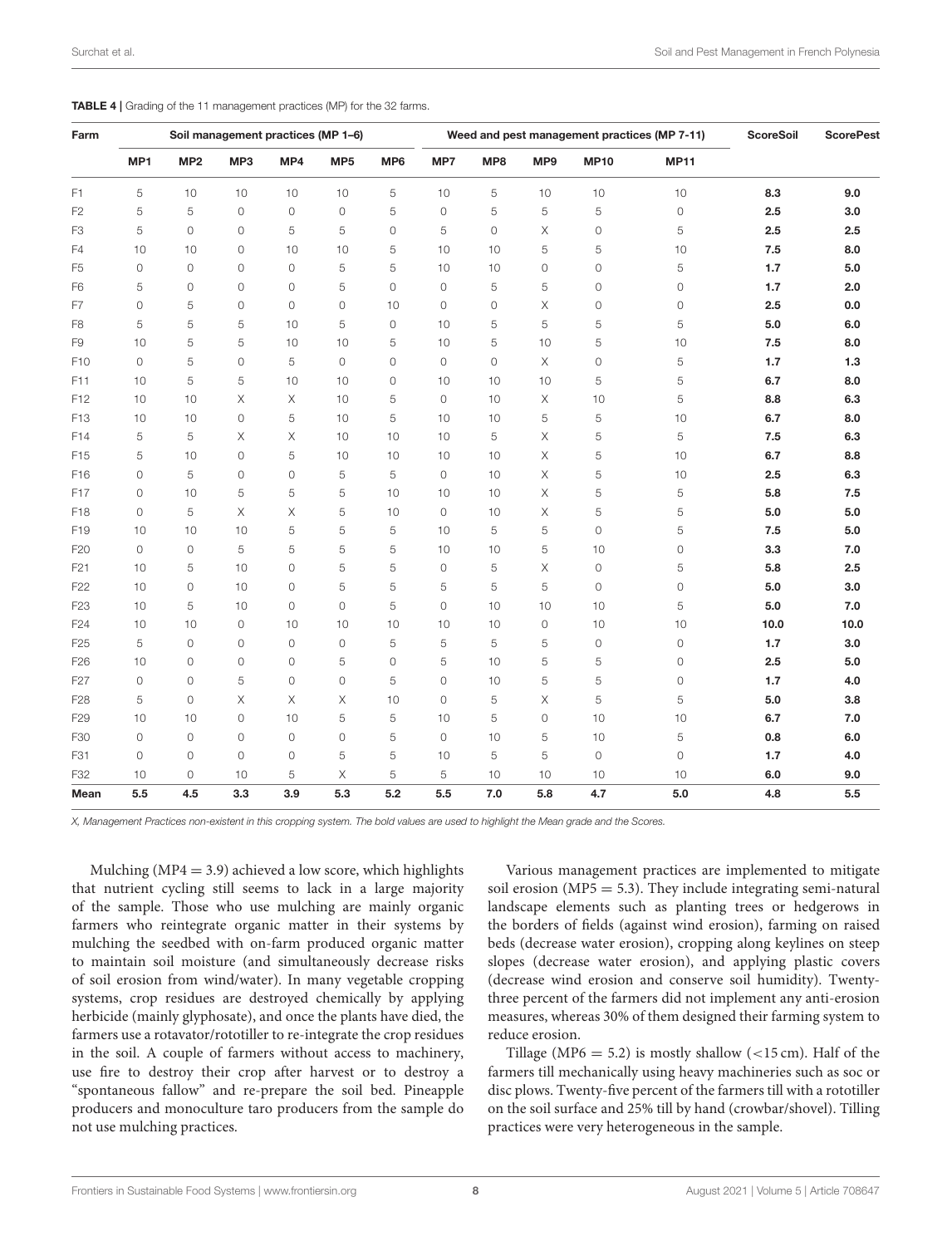**TABLE 4 |** Grading of the 11 management practices (MP) for the 32 farms.

| Farm | Soil management practices (MP 1–6) | | | | | | Weed and pest management practices (MP 7-11) | | | | | ScoreSoil | ScorePest |
|---|---|---|---|---|---|---|---|---|---|---|---|---|---|
| | MP1 | MP2 | MP3 | MP4 | MP5 | MP6 | MP7 | MP8 | MP9 | MP10 | MP11 | | |
| F1 | 5 | 10 | 10 | 10 | 10 | 5 | 10 | 5 | 10 | 10 | 10 | **8.3** | **9.0** |
| F2 | 5 | 5 | 0 | 0 | 0 | 5 | 0 | 5 | 5 | 5 | 0 | **2.5** | **3.0** |
| F3 | 5 | 0 | 0 | 5 | 5 | 0 | 5 | 0 | X | 0 | 5 | **2.5** | **2.5** |
| F4 | 10 | 10 | 0 | 10 | 10 | 5 | 10 | 10 | 5 | 5 | 10 | **7.5** | **8.0** |
| F5 | 0 | 0 | 0 | 0 | 5 | 5 | 10 | 10 | 0 | 0 | 5 | **1.7** | **5.0** |
| F6 | 5 | 0 | 0 | 0 | 5 | 0 | 0 | 5 | 5 | 0 | 0 | **1.7** | **2.0** |
| F7 | 0 | 5 | 0 | 0 | 0 | 10 | 0 | 0 | X | 0 | 0 | **2.5** | **0.0** |
| F8 | 5 | 5 | 5 | 10 | 5 | 0 | 10 | 5 | 5 | 5 | 5 | **5.0** | **6.0** |
| F9 | 10 | 5 | 5 | 10 | 10 | 5 | 10 | 5 | 10 | 5 | 10 | **7.5** | **8.0** |
| F10 | 0 | 5 | 0 | 5 | 0 | 0 | 0 | 0 | X | 0 | 5 | **1.7** | **1.3** |
| F11 | 10 | 5 | 5 | 10 | 10 | 0 | 10 | 10 | 10 | 5 | 5 | **6.7** | **8.0** |
| F12 | 10 | 10 | X | X | 10 | 5 | 0 | 10 | X | 10 | 5 | **8.8** | **6.3** |
| F13 | 10 | 10 | 0 | 5 | 10 | 5 | 10 | 10 | 5 | 5 | 10 | **6.7** | **8.0** |
| F14 | 5 | 5 | X | X | 10 | 10 | 10 | 5 | X | 5 | 5 | **7.5** | **6.3** |
| F15 | 5 | 10 | 0 | 5 | 10 | 10 | 10 | 10 | X | 5 | 10 | **6.7** | **8.8** |
| F16 | 0 | 5 | 0 | 0 | 5 | 5 | 0 | 10 | X | 5 | 10 | **2.5** | **6.3** |
| F17 | 0 | 10 | 5 | 5 | 5 | 10 | 10 | 10 | X | 5 | 5 | **5.8** | **7.5** |
| F18 | 0 | 5 | X | X | 5 | 10 | 0 | 10 | X | 5 | 5 | **5.0** | **5.0** |
| F19 | 10 | 10 | 10 | 5 | 5 | 5 | 10 | 5 | 5 | 0 | 5 | **7.5** | **5.0** |
| F20 | 0 | 0 | 5 | 5 | 5 | 5 | 10 | 10 | 5 | 10 | 0 | **3.3** | **7.0** |
| F21 | 10 | 5 | 10 | 0 | 5 | 5 | 0 | 5 | X | 0 | 5 | **5.8** | **2.5** |
| F22 | 10 | 0 | 10 | 0 | 5 | 5 | 5 | 5 | 5 | 0 | 0 | **5.0** | **3.0** |
| F23 | 10 | 5 | 10 | 0 | 0 | 5 | 0 | 10 | 10 | 10 | 5 | **5.0** | **7.0** |
| F24 | 10 | 10 | 0 | 10 | 10 | 10 | 10 | 10 | 0 | 10 | 10 | **10.0** | **10.0** |
| F25 | 5 | 0 | 0 | 0 | 0 | 5 | 5 | 5 | 5 | 0 | 0 | **1.7** | **3.0** |
| F26 | 10 | 0 | 0 | 0 | 5 | 0 | 5 | 10 | 5 | 5 | 0 | **2.5** | **5.0** |
| F27 | 0 | 0 | 5 | 0 | 0 | 5 | 0 | 10 | 5 | 5 | 0 | **1.7** | **4.0** |
| F28 | 5 | 0 | X | X | X | 10 | 0 | 5 | X | 5 | 5 | **5.0** | **3.8** |
| F29 | 10 | 10 | 0 | 10 | 5 | 5 | 10 | 5 | 0 | 10 | 10 | **6.7** | **7.0** |
| F30 | 0 | 0 | 0 | 0 | 0 | 5 | 0 | 10 | 5 | 10 | 5 | **0.8** | **6.0** |
| F31 | 0 | 0 | 0 | 0 | 5 | 5 | 10 | 5 | 5 | 0 | 0 | **1.7** | **4.0** |
| F32 | 10 | 0 | 10 | 5 | X | 5 | 5 | 10 | 10 | 10 | 10 | **6.0** | **9.0** |
| **Mean** | **5.5** | **4.5** | **3.3** | **3.9** | **5.3** | **5.2** | **5.5** | **7.0** | **5.8** | **4.7** | **5.0** | **4.8** | **5.5** |

*X, Management Practices non-existent in this cropping system. The bold values are used to highlight the Mean grade and the Scores.*

Mulching (MP4 = 3.9) achieved a low score, which highlights that nutrient cycling still seems to lack in a large majority of the sample. Those who use mulching are mainly organic farmers who reintegrate organic matter in their systems by mulching the seedbed with on-farm produced organic matter to maintain soil moisture (and simultaneously decrease risks of soil erosion from wind/water). In many vegetable cropping systems, crop residues are destroyed chemically by applying herbicide (mainly glyphosate), and once the plants have died, the farmers use a rotavator/rototiller to re-integrate the crop residues in the soil. A couple of farmers without access to machinery, use fire to destroy their crop after harvest or to destroy a "spontaneous fallow" and re-prepare the soil bed. Pineapple producers and monoculture taro producers from the sample do not use mulching practices.

Various management practices are implemented to mitigate soil erosion (MP5 = 5.3). They include integrating semi-natural landscape elements such as planting trees or hedgerows in the borders of fields (against wind erosion), farming on raised beds (decrease water erosion), cropping along keylines on steep slopes (decrease water erosion), and applying plastic covers (decrease wind erosion and conserve soil humidity). Twenty-three percent of the farmers did not implement any anti-erosion measures, whereas 30% of them designed their farming system to reduce erosion.

Tillage (MP6 = 5.2) is mostly shallow (<15 cm). Half of the farmers till mechanically using heavy machineries such as soc or disc plows. Twenty-five percent of the farmers till with a rototiller on the soil surface and 25% till by hand (crowbar/shovel). Tilling practices were very heterogeneous in the sample.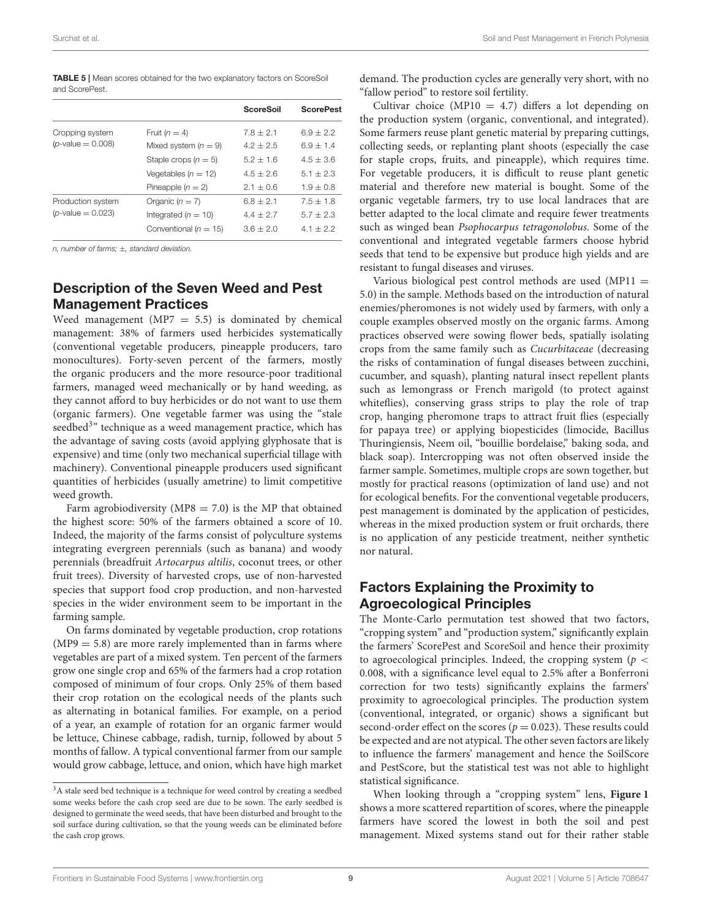**TABLE 5 |** Mean scores obtained for the two explanatory factors on ScoreSoil and ScorePest.

| | | ScoreSoil | ScorePest |
|---|---|---|---|
| Cropping system ($p$-value = 0.008) | Fruit ($n$ = 4) | 7.8 ± 2.1 | 6.9 ± 2.2 |
| | Mixed system ($n$ = 9) | 4.2 ± 2.5 | 6.9 ± 1.4 |
| | Staple crops ($n$ = 5) | 5.2 ± 1.6 | 4.5 ± 3.6 |
| | Vegetables ($n$ = 12) | 4.5 ± 2.6 | 5.1 ± 2.3 |
| | Pineapple ($n$ = 2) | 2.1 ± 0.6 | 1.9 ± 0.8 |
| Production system ($p$-value = 0.023) | Organic ($n$ = 7) | 6.8 ± 2.1 | 7.5 ± 1.8 |
| | Integrated ($n$ = 10) | 4.4 ± 2.7 | 5.7 ± 2.3 |
| | Conventional ($n$ = 15) | 3.6 ± 2.0 | 4.1 ± 2.2 |

*n, number of farms; ±, standard deviation.*

## Description of the Seven Weed and Pest Management Practices

Weed management (MP7 = 5.5) is dominated by chemical management: 38% of farmers used herbicides systematically (conventional vegetable producers, pineapple producers, taro monocultures). Forty-seven percent of the farmers, mostly the organic producers and the more resource-poor traditional farmers, managed weed mechanically or by hand weeding, as they cannot afford to buy herbicides or do not want to use them (organic farmers). One vegetable farmer was using the "stale seedbed[3]" technique as a weed management practice, which has the advantage of saving costs (avoid applying glyphosate that is expensive) and time (only two mechanical superficial tillage with machinery). Conventional pineapple producers used significant quantities of herbicides (usually ametrine) to limit competitive weed growth.

Farm agrobiodiversity (MP8 = 7.0**)** is the MP that obtained the highest score: 50% of the farmers obtained a score of 10. Indeed, the majority of the farms consist of polyculture systems integrating evergreen perennials (such as banana) and woody perennials (breadfruit *Artocarpus altilis*, coconut trees, or other fruit trees). Diversity of harvested crops, use of non-harvested species that support food crop production, and non-harvested species in the wider environment seem to be important in the farming sample.

On farms dominated by vegetable production, crop rotations (MP9 = 5.8) are more rarely implemented than in farms where vegetables are part of a mixed system. Ten percent of the farmers grow one single crop and 65% of the farmers had a crop rotation composed of minimum of four crops. Only 25% of them based their crop rotation on the ecological needs of the plants such as alternating in botanical families. For example, on a period of a year, an example of rotation for an organic farmer would be lettuce, Chinese cabbage, radish, turnip, followed by about 5 months of fallow. A typical conventional farmer from our sample would grow cabbage, lettuce, and onion, which have high market demand. The production cycles are generally very short, with no "fallow period" to restore soil fertility.

Cultivar choice (MP10 = 4.7) differs a lot depending on the production system (organic, conventional, and integrated). Some farmers reuse plant genetic material by preparing cuttings, collecting seeds, or replanting plant shoots (especially the case for staple crops, fruits, and pineapple), which requires time. For vegetable producers, it is difficult to reuse plant genetic material and therefore new material is bought. Some of the organic vegetable farmers, try to use local landraces that are better adapted to the local climate and require fewer treatments such as winged bean *Psophocarpus tetragonolobus*. Some of the conventional and integrated vegetable farmers choose hybrid seeds that tend to be expensive but produce high yields and are resistant to fungal diseases and viruses.

Various biological pest control methods are used (MP11 = 5.0) in the sample. Methods based on the introduction of natural enemies/pheromones is not widely used by farmers, with only a couple examples observed mostly on the organic farms. Among practices observed were sowing flower beds, spatially isolating crops from the same family such as *Cucurbitaceae* (decreasing the risks of contamination of fungal diseases between zucchini, cucumber, and squash), planting natural insect repellent plants such as lemongrass or French marigold (to protect against whiteflies), conserving grass strips to play the role of trap crop, hanging pheromone traps to attract fruit flies (especially for papaya tree) or applying biopesticides (limocide, Bacillus Thuringiensis, Neem oil, "bouillie bordelaise," baking soda, and black soap). Intercropping was not often observed inside the farmer sample. Sometimes, multiple crops are sown together, but mostly for practical reasons (optimization of land use) and not for ecological benefits. For the conventional vegetable producers, pest management is dominated by the application of pesticides, whereas in the mixed production system or fruit orchards, there is no application of any pesticide treatment, neither synthetic nor natural.

## Factors Explaining the Proximity to Agroecological Principles

The Monte-Carlo permutation test showed that two factors, "cropping system" and "production system," significantly explain the farmers' ScorePest and ScoreSoil and hence their proximity to agroecological principles. Indeed, the cropping system ($p <$ 0.008, with a significance level equal to 2.5% after a Bonferroni correction for two tests) significantly explains the farmers' proximity to agroecological principles. The production system (conventional, integrated, or organic) shows a significant but second-order effect on the scores ($p$ = 0.023). These results could be expected and are not atypical. The other seven factors are likely to influence the farmers' management and hence the SoilScore and PestScore, but the statistical test was not able to highlight statistical significance.

When looking through a "cropping system" lens, **Figure 1** shows a more scattered repartition of scores, where the pineapple farmers have scored the lowest in both the soil and pest management. Mixed systems stand out for their rather stable

[3] A stale seed bed technique is a technique for weed control by creating a seedbed some weeks before the cash crop seed are due to be sown. The early seedbed is designed to germinate the weed seeds, that have been disturbed and brought to the soil surface during cultivation, so that the young weeds can be eliminated before the cash crop grows.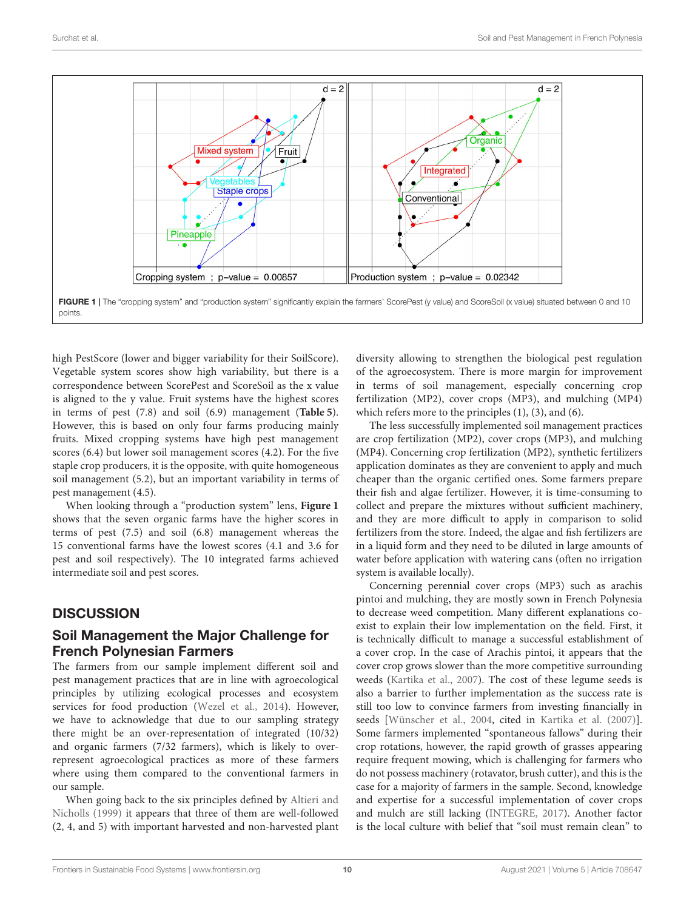FIGURE 1 | The "cropping system" and "production system" significantly explain the farmers' ScorePest (y value) and ScoreSoil (x value) situated between 0 and 10 points.

high PestScore (lower and bigger variability for their SoilScore). Vegetable system scores show high variability, but there is a correspondence between ScorePest and ScoreSoil as the x value is aligned to the y value. Fruit systems have the highest scores in terms of pest (7.8) and soil (6.9) management (**Table 5**). However, this is based on only four farms producing mainly fruits. Mixed cropping systems have high pest management scores (6.4) but lower soil management scores (4.2). For the five staple crop producers, it is the opposite, with quite homogeneous soil management (5.2), but an important variability in terms of pest management (4.5).

When looking through a "production system" lens, **Figure 1** shows that the seven organic farms have the higher scores in terms of pest (7.5) and soil (6.8) management whereas the 15 conventional farms have the lowest scores (4.1 and 3.6 for pest and soil respectively). The 10 integrated farms achieved intermediate soil and pest scores.

## DISCUSSION

### Soil Management the Major Challenge for French Polynesian Farmers

The farmers from our sample implement different soil and pest management practices that are in line with agroecological principles by utilizing ecological processes and ecosystem services for food production (Wezel et al., 2014). However, we have to acknowledge that due to our sampling strategy there might be an over-representation of integrated (10/32) and organic farmers (7/32 farmers), which is likely to over-represent agroecological practices as more of these farmers where using them compared to the conventional farmers in our sample.

When going back to the six principles defined by Altieri and Nicholls (1999) it appears that three of them are well-followed (2, 4, and 5) with important harvested and non-harvested plant diversity allowing to strengthen the biological pest regulation of the agroecosystem. There is more margin for improvement in terms of soil management, especially concerning crop fertilization (MP2), cover crops (MP3), and mulching (MP4) which refers more to the principles (1), (3), and (6).

The less successfully implemented soil management practices are crop fertilization (MP2), cover crops (MP3), and mulching (MP4). Concerning crop fertilization (MP2), synthetic fertilizers application dominates as they are convenient to apply and much cheaper than the organic certified ones. Some farmers prepare their fish and algae fertilizer. However, it is time-consuming to collect and prepare the mixtures without sufficient machinery, and they are more difficult to apply in comparison to solid fertilizers from the store. Indeed, the algae and fish fertilizers are in a liquid form and they need to be diluted in large amounts of water before application with watering cans (often no irrigation system is available locally).

Concerning perennial cover crops (MP3) such as arachis pintoi and mulching, they are mostly sown in French Polynesia to decrease weed competition. Many different explanations co-exist to explain their low implementation on the field. First, it is technically difficult to manage a successful establishment of a cover crop. In the case of Arachis pintoi, it appears that the cover crop grows slower than the more competitive surrounding weeds (Kartika et al., 2007). The cost of these legume seeds is also a barrier to further implementation as the success rate is still too low to convince farmers from investing financially in seeds [Wünscher et al., 2004, cited in Kartika et al. (2007)]. Some farmers implemented "spontaneous fallows" during their crop rotations, however, the rapid growth of grasses appearing require frequent mowing, which is challenging for farmers who do not possess machinery (rotavator, brush cutter), and this is the case for a majority of farmers in the sample. Second, knowledge and expertise for a successful implementation of cover crops and mulch are still lacking (INTEGRE, 2017). Another factor is the local culture with belief that "soil must remain clean" to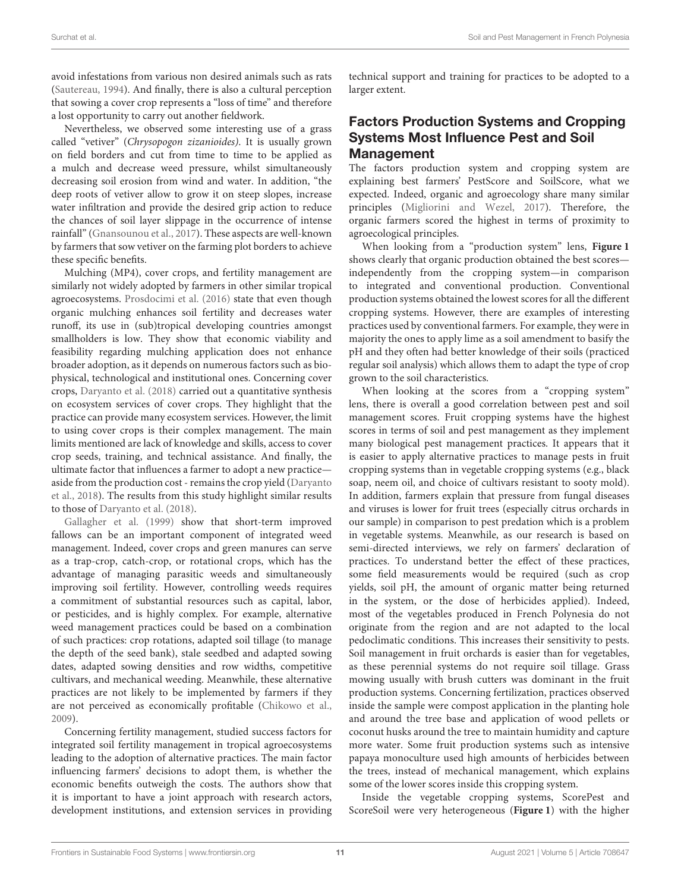avoid infestations from various non desired animals such as rats (Sautereau, 1994). And finally, there is also a cultural perception that sowing a cover crop represents a "loss of time" and therefore a lost opportunity to carry out another fieldwork.

Nevertheless, we observed some interesting use of a grass called "vetiver" (*Chrysopogon zizanioides)*. It is usually grown on field borders and cut from time to time to be applied as a mulch and decrease weed pressure, whilst simultaneously decreasing soil erosion from wind and water. In addition, "the deep roots of vetiver allow to grow it on steep slopes, increase water infiltration and provide the desired grip action to reduce the chances of soil layer slippage in the occurrence of intense rainfall" (Gnansounou et al., 2017). These aspects are well-known by farmers that sow vetiver on the farming plot borders to achieve these specific benefits.

Mulching (MP4), cover crops, and fertility management are similarly not widely adopted by farmers in other similar tropical agroecosystems. Prosdocimi et al. (2016) state that even though organic mulching enhances soil fertility and decreases water runoff, its use in (sub)tropical developing countries amongst smallholders is low. They show that economic viability and feasibility regarding mulching application does not enhance broader adoption, as it depends on numerous factors such as bio-physical, technological and institutional ones. Concerning cover crops, Daryanto et al. (2018) carried out a quantitative synthesis on ecosystem services of cover crops. They highlight that the practice can provide many ecosystem services. However, the limit to using cover crops is their complex management. The main limits mentioned are lack of knowledge and skills, access to cover crop seeds, training, and technical assistance. And finally, the ultimate factor that influences a farmer to adopt a new practice—aside from the production cost - remains the crop yield (Daryanto et al., 2018). The results from this study highlight similar results to those of Daryanto et al. (2018).

Gallagher et al. (1999) show that short-term improved fallows can be an important component of integrated weed management. Indeed, cover crops and green manures can serve as a trap-crop, catch-crop, or rotational crops, which has the advantage of managing parasitic weeds and simultaneously improving soil fertility. However, controlling weeds requires a commitment of substantial resources such as capital, labor, or pesticides, and is highly complex. For example, alternative weed management practices could be based on a combination of such practices: crop rotations, adapted soil tillage (to manage the depth of the seed bank), stale seedbed and adapted sowing dates, adapted sowing densities and row widths, competitive cultivars, and mechanical weeding. Meanwhile, these alternative practices are not likely to be implemented by farmers if they are not perceived as economically profitable (Chikowo et al., 2009).

Concerning fertility management, studied success factors for integrated soil fertility management in tropical agroecosystems leading to the adoption of alternative practices. The main factor influencing farmers' decisions to adopt them, is whether the economic benefits outweigh the costs. The authors show that it is important to have a joint approach with research actors, development institutions, and extension services in providing technical support and training for practices to be adopted to a larger extent.

## Factors Production Systems and Cropping Systems Most Influence Pest and Soil Management

The factors production system and cropping system are explaining best farmers' PestScore and SoilScore, what we expected. Indeed, organic and agroecology share many similar principles (Migliorini and Wezel, 2017). Therefore, the organic farmers scored the highest in terms of proximity to agroecological principles.

When looking from a "production system" lens, **Figure 1** shows clearly that organic production obtained the best scores—independently from the cropping system—in comparison to integrated and conventional production. Conventional production systems obtained the lowest scores for all the different cropping systems. However, there are examples of interesting practices used by conventional farmers. For example, they were in majority the ones to apply lime as a soil amendment to basify the pH and they often had better knowledge of their soils (practiced regular soil analysis) which allows them to adapt the type of crop grown to the soil characteristics.

When looking at the scores from a "cropping system" lens, there is overall a good correlation between pest and soil management scores. Fruit cropping systems have the highest scores in terms of soil and pest management as they implement many biological pest management practices. It appears that it is easier to apply alternative practices to manage pests in fruit cropping systems than in vegetable cropping systems (e.g., black soap, neem oil, and choice of cultivars resistant to sooty mold). In addition, farmers explain that pressure from fungal diseases and viruses is lower for fruit trees (especially citrus orchards in our sample) in comparison to pest predation which is a problem in vegetable systems. Meanwhile, as our research is based on semi-directed interviews, we rely on farmers' declaration of practices. To understand better the effect of these practices, some field measurements would be required (such as crop yields, soil pH, the amount of organic matter being returned in the system, or the dose of herbicides applied). Indeed, most of the vegetables produced in French Polynesia do not originate from the region and are not adapted to the local pedoclimatic conditions. This increases their sensitivity to pests. Soil management in fruit orchards is easier than for vegetables, as these perennial systems do not require soil tillage. Grass mowing usually with brush cutters was dominant in the fruit production systems. Concerning fertilization, practices observed inside the sample were compost application in the planting hole and around the tree base and application of wood pellets or coconut husks around the tree to maintain humidity and capture more water. Some fruit production systems such as intensive papaya monoculture used high amounts of herbicides between the trees, instead of mechanical management, which explains some of the lower scores inside this cropping system.

Inside the vegetable cropping systems, ScorePest and ScoreSoil were very heterogeneous (**Figure 1**) with the higher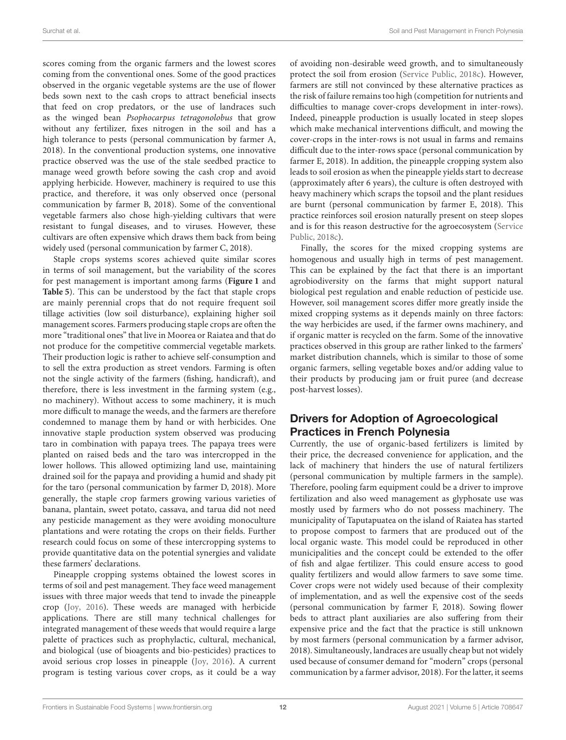scores coming from the organic farmers and the lowest scores coming from the conventional ones. Some of the good practices observed in the organic vegetable systems are the use of flower beds sown next to the cash crops to attract beneficial insects that feed on crop predators, or the use of landraces such as the winged bean *Psophocarpus tetragonolobus* that grow without any fertilizer, fixes nitrogen in the soil and has a high tolerance to pests (personal communication by farmer A, 2018). In the conventional production systems, one innovative practice observed was the use of the stale seedbed practice to manage weed growth before sowing the cash crop and avoid applying herbicide. However, machinery is required to use this practice, and therefore, it was only observed once (personal communication by farmer B, 2018). Some of the conventional vegetable farmers also chose high-yielding cultivars that were resistant to fungal diseases, and to viruses. However, these cultivars are often expensive which draws them back from being widely used (personal communication by farmer C, 2018).

Staple crops systems scores achieved quite similar scores in terms of soil management, but the variability of the scores for pest management is important among farms (**Figure 1** and **Table 5**). This can be understood by the fact that staple crops are mainly perennial crops that do not require frequent soil tillage activities (low soil disturbance), explaining higher soil management scores. Farmers producing staple crops are often the more "traditional ones" that live in Moorea or Raiatea and that do not produce for the competitive commercial vegetable markets. Their production logic is rather to achieve self-consumption and to sell the extra production as street vendors. Farming is often not the single activity of the farmers (fishing, handicraft), and therefore, there is less investment in the farming system (e.g., no machinery). Without access to some machinery, it is much more difficult to manage the weeds, and the farmers are therefore condemned to manage them by hand or with herbicides. One innovative staple production system observed was producing taro in combination with papaya trees. The papaya trees were planted on raised beds and the taro was intercropped in the lower hollows. This allowed optimizing land use, maintaining drained soil for the papaya and providing a humid and shady pit for the taro (personal communication by farmer D, 2018). More generally, the staple crop farmers growing various varieties of banana, plantain, sweet potato, cassava, and tarua did not need any pesticide management as they were avoiding monoculture plantations and were rotating the crops on their fields. Further research could focus on some of these intercropping systems to provide quantitative data on the potential synergies and validate these farmers' declarations.

Pineapple cropping systems obtained the lowest scores in terms of soil and pest management. They face weed management issues with three major weeds that tend to invade the pineapple crop (Joy, 2016). These weeds are managed with herbicide applications. There are still many technical challenges for integrated management of these weeds that would require a large palette of practices such as prophylactic, cultural, mechanical, and biological (use of bioagents and bio-pesticides) practices to avoid serious crop losses in pineapple (Joy, 2016). A current program is testing various cover crops, as it could be a way of avoiding non-desirable weed growth, and to simultaneously protect the soil from erosion (Service Public, 2018c). However, farmers are still not convinced by these alternative practices as the risk of failure remains too high (competition for nutrients and difficulties to manage cover-crops development in inter-rows). Indeed, pineapple production is usually located in steep slopes which make mechanical interventions difficult, and mowing the cover-crops in the inter-rows is not usual in farms and remains difficult due to the inter-rows space (personal communication by farmer E, 2018). In addition, the pineapple cropping system also leads to soil erosion as when the pineapple yields start to decrease (approximately after 6 years), the culture is often destroyed with heavy machinery which scraps the topsoil and the plant residues are burnt (personal communication by farmer E, 2018). This practice reinforces soil erosion naturally present on steep slopes and is for this reason destructive for the agroecosystem (Service Public, 2018c).

Finally, the scores for the mixed cropping systems are homogenous and usually high in terms of pest management. This can be explained by the fact that there is an important agrobiodiversity on the farms that might support natural biological pest regulation and enable reduction of pesticide use. However, soil management scores differ more greatly inside the mixed cropping systems as it depends mainly on three factors: the way herbicides are used, if the farmer owns machinery, and if organic matter is recycled on the farm. Some of the innovative practices observed in this group are rather linked to the farmers' market distribution channels, which is similar to those of some organic farmers, selling vegetable boxes and/or adding value to their products by producing jam or fruit puree (and decrease post-harvest losses).

## Drivers for Adoption of Agroecological Practices in French Polynesia

Currently, the use of organic-based fertilizers is limited by their price, the decreased convenience for application, and the lack of machinery that hinders the use of natural fertilizers (personal communication by multiple farmers in the sample). Therefore, pooling farm equipment could be a driver to improve fertilization and also weed management as glyphosate use was mostly used by farmers who do not possess machinery. The municipality of Taputapuatea on the island of Raiatea has started to propose compost to farmers that are produced out of the local organic waste. This model could be reproduced in other municipalities and the concept could be extended to the offer of fish and algae fertilizer. This could ensure access to good quality fertilizers and would allow farmers to save some time. Cover crops were not widely used because of their complexity of implementation, and as well the expensive cost of the seeds (personal communication by farmer F, 2018). Sowing flower beds to attract plant auxiliaries are also suffering from their expensive price and the fact that the practice is still unknown by most farmers (personal communication by a farmer advisor, 2018). Simultaneously, landraces are usually cheap but not widely used because of consumer demand for "modern" crops (personal communication by a farmer advisor, 2018). For the latter, it seems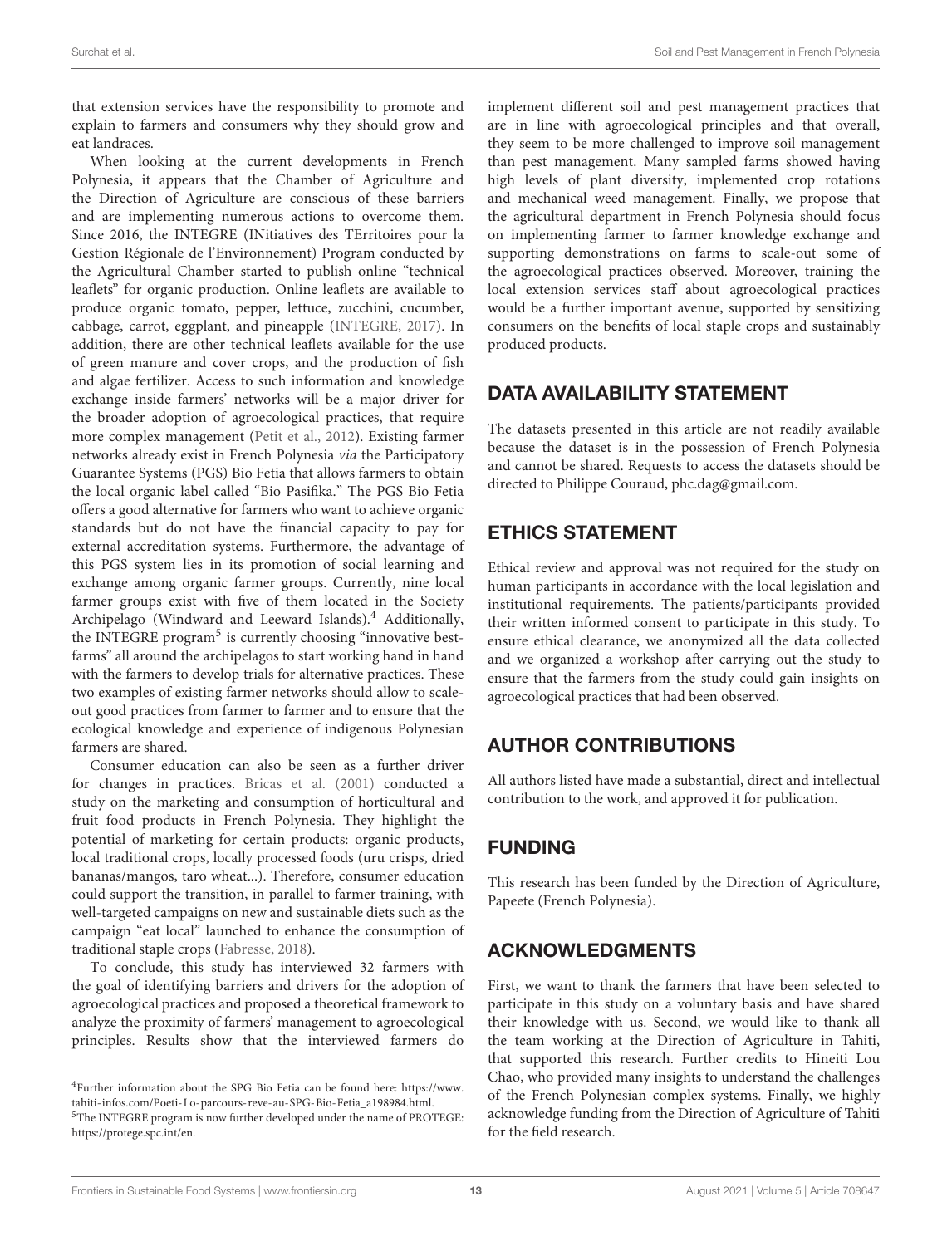that extension services have the responsibility to promote and explain to farmers and consumers why they should grow and eat landraces.

When looking at the current developments in French Polynesia, it appears that the Chamber of Agriculture and the Direction of Agriculture are conscious of these barriers and are implementing numerous actions to overcome them. Since 2016, the INTEGRE (INitiatives des TErritoires pour la Gestion Régionale de l'Environnement) Program conducted by the Agricultural Chamber started to publish online "technical leaflets" for organic production. Online leaflets are available to produce organic tomato, pepper, lettuce, zucchini, cucumber, cabbage, carrot, eggplant, and pineapple (INTEGRE, 2017). In addition, there are other technical leaflets available for the use of green manure and cover crops, and the production of fish and algae fertilizer. Access to such information and knowledge exchange inside farmers' networks will be a major driver for the broader adoption of agroecological practices, that require more complex management (Petit et al., 2012). Existing farmer networks already exist in French Polynesia *via* the Participatory Guarantee Systems (PGS) Bio Fetia that allows farmers to obtain the local organic label called "Bio Pasifika." The PGS Bio Fetia offers a good alternative for farmers who want to achieve organic standards but do not have the financial capacity to pay for external accreditation systems. Furthermore, the advantage of this PGS system lies in its promotion of social learning and exchange among organic farmer groups. Currently, nine local farmer groups exist with five of them located in the Society Archipelago (Windward and Leeward Islands).[4] Additionally, the INTEGRE program[5] is currently choosing "innovative best-farms" all around the archipelagos to start working hand in hand with the farmers to develop trials for alternative practices. These two examples of existing farmer networks should allow to scale-out good practices from farmer to farmer and to ensure that the ecological knowledge and experience of indigenous Polynesian farmers are shared.

Consumer education can also be seen as a further driver for changes in practices. Bricas et al. (2001) conducted a study on the marketing and consumption of horticultural and fruit food products in French Polynesia. They highlight the potential of marketing for certain products: organic products, local traditional crops, locally processed foods (uru crisps, dried bananas/mangos, taro wheat...). Therefore, consumer education could support the transition, in parallel to farmer training, with well-targeted campaigns on new and sustainable diets such as the campaign "eat local" launched to enhance the consumption of traditional staple crops (Fabresse, 2018).

To conclude, this study has interviewed 32 farmers with the goal of identifying barriers and drivers for the adoption of agroecological practices and proposed a theoretical framework to analyze the proximity of farmers' management to agroecological principles. Results show that the interviewed farmers do implement different soil and pest management practices that are in line with agroecological principles and that overall, they seem to be more challenged to improve soil management than pest management. Many sampled farms showed having high levels of plant diversity, implemented crop rotations and mechanical weed management. Finally, we propose that the agricultural department in French Polynesia should focus on implementing farmer to farmer knowledge exchange and supporting demonstrations on farms to scale-out some of the agroecological practices observed. Moreover, training the local extension services staff about agroecological practices would be a further important avenue, supported by sensitizing consumers on the benefits of local staple crops and sustainably produced products.

## DATA AVAILABILITY STATEMENT

The datasets presented in this article are not readily available because the dataset is in the possession of French Polynesia and cannot be shared. Requests to access the datasets should be directed to Philippe Couraud, phc.dag@gmail.com.

## ETHICS STATEMENT

Ethical review and approval was not required for the study on human participants in accordance with the local legislation and institutional requirements. The patients/participants provided their written informed consent to participate in this study. To ensure ethical clearance, we anonymized all the data collected and we organized a workshop after carrying out the study to ensure that the farmers from the study could gain insights on agroecological practices that had been observed.

## AUTHOR CONTRIBUTIONS

All authors listed have made a substantial, direct and intellectual contribution to the work, and approved it for publication.

## FUNDING

This research has been funded by the Direction of Agriculture, Papeete (French Polynesia).

## ACKNOWLEDGMENTS

First, we want to thank the farmers that have been selected to participate in this study on a voluntary basis and have shared their knowledge with us. Second, we would like to thank all the team working at the Direction of Agriculture in Tahiti, that supported this research. Further credits to Hineiti Lou Chao, who provided many insights to understand the challenges of the French Polynesian complex systems. Finally, we highly acknowledge funding from the Direction of Agriculture of Tahiti for the field research.

---

[4]Further information about the SPG Bio Fetia can be found here: https://www.tahiti-infos.com/Poeti-Lo-parcours-reve-au-SPG-Bio-Fetia_a198984.html.

[5]The INTEGRE program is now further developed under the name of PROTEGE: https://protege.spc.int/en.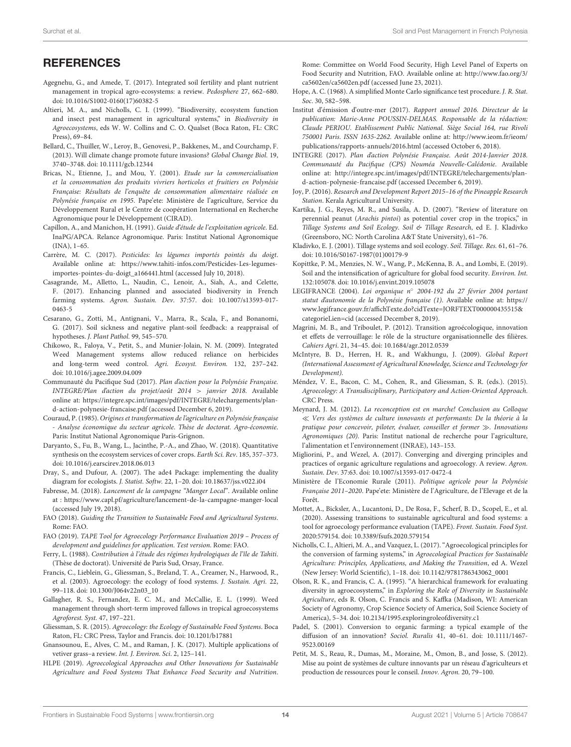## REFERENCES

Agegnehu, G., and Amede, T. (2017). Integrated soil fertility and plant nutrient management in tropical agro-ecosystems: a review. *Pedosphere* 27, 662–680. doi: 10.1016/S1002-0160(17)60382-5

Altieri, M. A., and Nicholls, C. I. (1999). "Biodiversity, ecosystem function and insect pest management in agricultural systems," in *Biodiversity in Agroecosystems*, eds W. W. Collins and C. O. Qualset (Boca Raton, FL: CRC Press), 69–84.

Bellard, C., Thuiller, W., Leroy, B., Genovesi, P., Bakkenes, M., and Courchamp, F. (2013). Will climate change promote future invasions? *Global Change Biol.* 19, 3740–3748. doi: 10.1111/gcb.12344

Bricas, N., Etienne, J., and Mou, Y. (2001). *Etude sur la commercialisation et la consommation des produits vivriers horticoles et fruitiers en Polynésie Française: Résultats de l'enquête de consommation alimentaire réalisée en Polynésie française en 1995*. Pape'ete: Ministère de l'agriculture, Service du Développement Rural et le Centre de coopération International en Recherche Agronomique pour le Développement (CIRAD).

Capillon, A., and Manichon, H. (1991). *Guide d'étude de l'exploitation agricole*. Ed. InaPG/APCA. Relance Agronomique. Paris: Institut National Agronomique (INA), 1–65.

Carrère, M. C. (2017). *Pesticides: les légumes importés pointés du doigt*. Available online at: https://www.tahiti-infos.com/Pesticides-Les-legumes-importes-pointes-du-doigt_a166441.html (accessed July 10, 2018).

Casagrande, M., Alletto, L., Naudin, C., Lenoir, A., Siah, A., and Celette, F. (2017). Enhancing planned and associated biodiversity in French farming systems. *Agron. Sustain. Dev.* 37:57. doi: 10.1007/s13593-017-0463-5

Cesarano, G., Zotti, M., Antignani, V., Marra, R., Scala, F., and Bonanomi, G. (2017). Soil sickness and negative plant-soil feedback: a reappraisal of hypotheses. *J. Plant Pathol.* 99, 545–570.

Chikowo, R., Faloya, V., Petit, S., and Munier-Jolain, N. M. (2009). Integrated Weed Management systems allow reduced reliance on herbicides and long-term weed control. *Agri. Ecosyst. Environ.* 132, 237–242. doi: 10.1016/j.agee.2009.04.009

Communauté du Pacifique Sud (2017). *Plan d'action pour la Polynésie Française. INTEGRE/Plan d'action du projet/août 2014 > janvier 2018*. Available online at: https://integre.spc.int/images/pdf/INTEGRE/telechargements/plan-d-action-polynesie-francaise.pdf (accessed December 6, 2019).

Couraud, P. (1985). *Origines et transformation de l'agriculture en Polynésie française - Analyse économique du secteur agricole. Thèse de doctorat. Agro-économie*. Paris: Institut National Agronomique Paris-Grignon.

Daryanto, S., Fu, B., Wang, L., Jacinthe, P.-A., and Zhao, W. (2018). Quantitative synthesis on the ecosystem services of cover crops. *Earth Sci. Rev*. 185, 357–373. doi: 10.1016/j.earscirev.2018.06.013

Dray, S., and Dufour, A. (2007). The ade4 Package: implementing the duality diagram for ecologists. *J. Statist. Softw.* 22, 1–20. doi: 10.18637/jss.v022.i04

Fabresse, M. (2018). *Lancement de la campagne "Manger Local"*. Available online at : https://www.capl.pf/agriculture/lancement-de-la-campagne-manger-local (accessed July 19, 2018).

FAO (2018). *Guiding the Transition to Sustainable Food and Agricultural Systems*. Rome: FAO.

FAO (2019). *TAPE Tool for Agroecology Performance Evaluation 2019 – Process of development and guidelines for application. Test version*. Rome: FAO.

Ferry, L. (1988). *Contribution à l'étude des régimes hydrologiques de l'île de Tahiti*. (Thèse de doctorat). Université de Paris Sud, Orsay, France.

Francis, C., Lieblein, G., Gliessman, S., Breland, T. A., Creamer, N., Harwood, R., et al. (2003). Agroecology: the ecology of food systems. *J. Sustain. Agri.* 22, 99–118. doi: 10.1300/J064v22n03_10

Gallagher, R. S., Fernandez, E. C. M., and McCallie, E. L. (1999). Weed management through short-term improved fallows in tropical agroecosystems *Agroforest. Syst.* 47, 197–221.

Gliessman, S. R. (2015). *Agroecology: the Ecology of Sustainable Food Systems*. Boca Raton, FL: CRC Press, Taylor and Francis. doi: 10.1201/b17881

Gnansounou, E., Alves, C. M., and Raman, J. K. (2017). Multiple applications of vetiver grass–a review. *Int. J. Environ. Sci*. 2, 125–141.

HLPE (2019). *Agroecological Approaches and Other Innovations for Sustainable Agriculture and Food Systems That Enhance Food Security and Nutrition*. Rome: Committee on World Food Security, High Level Panel of Experts on Food Security and Nutrition, FAO. Available online at: http://www.fao.org/3/ca5602en/ca5602en.pdf (accessed June 23, 2021).

Hope, A. C. (1968). A simplified Monte Carlo significance test procedure. *J. R. Stat. Soc.* 30, 582–598.

Institut d'émission d'outre-mer (2017). *Rapport annuel 2016. Directeur de la publication: Marie-Anne POUSSIN-DELMAS. Responsable de la rédaction: Claude PERIOU. Etablissement Public National. Siège Social 164, rue Rivoli 750001 Paris. ISSN 1635-2262.* Available online at: http://www.ieom.fr/ieom/publications/rapports-annuels/2016.html (accessed October 6, 2018).

INTEGRE (2017). *Plan d'action Polynésie Française. Août 2014-Janvier 2018. Communauté du Pacifique (CPS) Nouméa Nouvelle-Calédonie*. Available online at: http://integre.spc.int/images/pdf/INTEGRE/telechargements/plan-d-action-polynesie-francaise.pdf (accessed December 6, 2019).

Joy, P. (2016). *Research and Development Report 2015–16 of the Pineapple Research Station*. Kerala Agricultural University.

Kartika, J. G., Reyes, M. R., and Susila, A. D. (2007). "Review of literature on perennial peanut (*Arachis pintoi*) as potential cover crop in the tropics," in *Tillage Systems and Soil Ecology. Soil & Tillage Research*, ed E. J. Kladivko (Greensboro, NC: North Carolina A&T State University), 61–76.

Kladivko, E. J. (2001). Tillage systems and soil ecology. *Soil. Tillage. Res.* 61, 61–76. doi: 10.1016/S0167-1987(01)00179-9

Kopittke, P. M., Menzies, N. W., Wang, P., McKenna, B. A., and Lombi, E. (2019). Soil and the intensification of agriculture for global food security. *Environ. Int.* 132:105078. doi: 10.1016/j.envint.2019.105078

LEGIFRANCE (2004). *Loi organique n° 2004-192 du 27 février 2004 portant statut d'autonomie de la Polynésie française (1)*. Available online at: https://www.legifrance.gouv.fr/affichTexte.do?cidTexte=JORFTEXT000000435515&categorieLien=cid (accessed December 8, 2019).

Magrini, M. B., and Triboulet, P. (2012). Transition agroécologique, innovation et effets de verrouillage: le rôle de la structure organisationnelle des filières. *Cahiers Agri*. 21, 34–45. doi: 10.1684/agr.2012.0539

McIntyre, B. D., Herren, H. R., and Wakhungu, J. (2009). *Global Report (International Assessment of Agricultural Knowledge, Science and Technology for Development)*.

Méndez, V. E., Bacon, C. M., Cohen, R., and Gliessman, S. R. (eds.). (2015). *Agroecology: A Transdisciplinary, Participatory and Action-Oriented Approach*. CRC Press.

Meynard, J. M. (2012). *La reconception est en marche! Conclusion au Colloque ≪ Vers des systèmes de culture innovants et performants: De la théorie à la pratique pour concevoir, piloter, évaluer, conseiller et former ≫. Innovations Agronomiques (20).* Paris: Institut national de recherche pour l'agriculture, l'alimentation et l'environnement (INRAE), 143–153.

Migliorini, P., and Wezel, A. (2017). Converging and diverging principles and practices of organic agriculture regulations and agroecology. A review. *Agron. Sustain. Dev*. 37:63. doi: 10.1007/s13593-017-0472-4

Ministère de l'Economie Rurale (2011). *Politique agricole pour la Polynésie Française 2011–2020*. Pape'ete: Ministère de l'Agriculture, de l'Elevage et de la Forêt.

Mottet, A., Bicksler, A., Lucantoni, D., De Rosa, F., Scherf, B. D., Scopel, E., et al. (2020). Assessing transitions to sustainable agricultural and food systems: a tool for agroecology performance evaluation (TAPE). *Front. Sustain. Food Syst.* 2020:579154. doi: 10.3389/fsufs.2020.579154

Nicholls, C. I., Altieri, M. A., and Vazquez, L. (2017). "Agroecological principles for the conversion of farming systems," in *Agroecological Practices for Sustainable Agriculture: Principles, Applications, and Making the Transition*, ed A. Wezel (New Jersey: World Scientific), 1–18. doi: 10.1142/9781786343062_0001

Olson, R. K., and Francis, C. A. (1995). "A hierarchical framework for evaluating diversity in agroecosystems," in *Exploring the Role of Diversity in Sustainable Agriculture*, eds R. Olson, C. Francis and S. Kaffka (Madison, WI: American Society of Agronomy, Crop Science Society of America, Soil Science Society of America), 5–34. doi: 10.2134/1995.exploringroleofdiversity.c1

Padel, S. (2001). Conversion to organic farming: a typical example of the diffusion of an innovation? *Sociol. Ruralis* 41, 40–61. doi: 10.1111/1467-9523.00169

Petit, M. S., Reau, R., Dumas, M., Moraine, M., Omon, B., and Josse, S. (2012). Mise au point de systèmes de culture innovants par un réseau d'agriculteurs et production de ressources pour le conseil. *Innov. Agron.* 20, 79–100.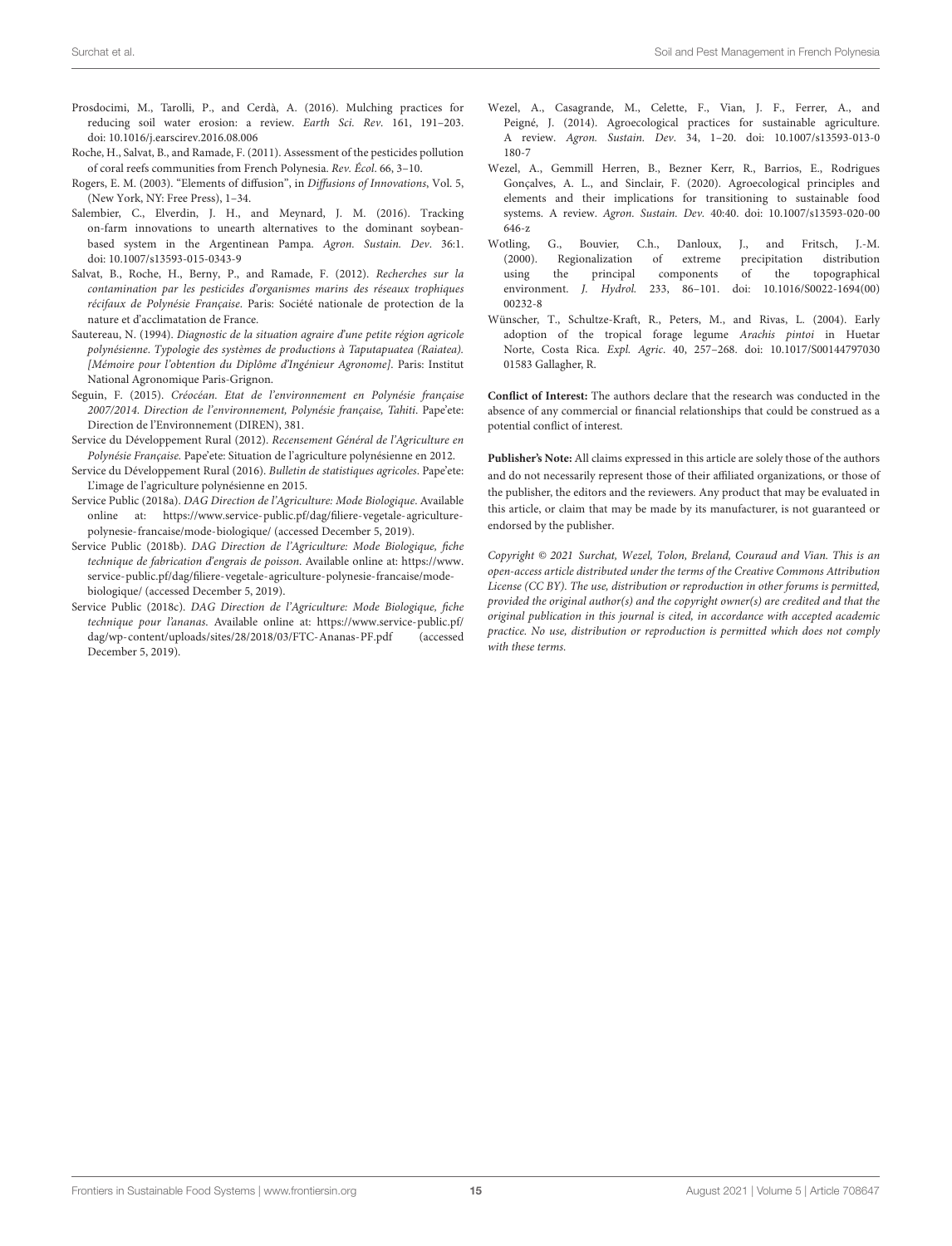Prosdocimi, M., Tarolli, P., and Cerdà, A. (2016). Mulching practices for reducing soil water erosion: a review. *Earth Sci. Rev*. 161, 191–203. doi: 10.1016/j.earscirev.2016.08.006

Roche, H., Salvat, B., and Ramade, F. (2011). Assessment of the pesticides pollution of coral reefs communities from French Polynesia. *Rev. Écol*. 66, 3–10.

Rogers, E. M. (2003). "Elements of diffusion", in *Diffusions of Innovations*, Vol. 5, (New York, NY: Free Press), 1–34.

Salembier, C., Elverdin, J. H., and Meynard, J. M. (2016). Tracking on-farm innovations to unearth alternatives to the dominant soybean-based system in the Argentinean Pampa. *Agron. Sustain. Dev*. 36:1. doi: 10.1007/s13593-015-0343-9

Salvat, B., Roche, H., Berny, P., and Ramade, F. (2012). *Recherches sur la contamination par les pesticides d'organismes marins des réseaux trophiques récifaux de Polynésie Française*. Paris: Société nationale de protection de la nature et d'acclimatation de France.

Sautereau, N. (1994). *Diagnostic de la situation agraire d'une petite région agricole polynésienne. Typologie des systèmes de productions à Taputapuatea (Raiatea). [Mémoire pour l'obtention du Diplôme d'Ingénieur Agronome]*. Paris: Institut National Agronomique Paris-Grignon.

Seguin, F. (2015). *Créocéan. Etat de l'environnement en Polynésie française 2007/2014. Direction de l'environnement, Polynésie française, Tahiti*. Pape'ete: Direction de l'Environnement (DIREN), 381.

Service du Développement Rural (2012). *Recensement Général de l'Agriculture en Polynésie Française.* Pape'ete: Situation de l'agriculture polynésienne en 2012.

Service du Développement Rural (2016). *Bulletin de statistiques agricoles*. Pape'ete: L'image de l'agriculture polynésienne en 2015.

Service Public (2018a). *DAG Direction de l'Agriculture: Mode Biologique*. Available online at: https://www.service-public.pf/dag/filiere-vegetale-agriculture-polynesie-francaise/mode-biologique/ (accessed December 5, 2019).

Service Public (2018b). *DAG Direction de l'Agriculture: Mode Biologique, fiche technique de fabrication d'engrais de poisson.* Available online at: https://www.service-public.pf/dag/filiere-vegetale-agriculture-polynesie-francaise/mode-biologique/ (accessed December 5, 2019).

Service Public (2018c). *DAG Direction de l'Agriculture: Mode Biologique, fiche technique pour l'ananas.* Available online at: https://www.service-public.pf/dag/wp-content/uploads/sites/28/2018/03/FTC-Ananas-PF.pdf (accessed December 5, 2019).

Wezel, A., Casagrande, M., Celette, F., Vian, J. F., Ferrer, A., and Peigné, J. (2014). Agroecological practices for sustainable agriculture. A review. *Agron. Sustain. Dev*. 34, 1–20. doi: 10.1007/s13593-013-0180-7

Wezel, A., Gemmill Herren, B., Bezner Kerr, R., Barrios, E., Rodrigues Gonçalves, A. L., and Sinclair, F. (2020). Agroecological principles and elements and their implications for transitioning to sustainable food systems. A review. *Agron. Sustain. Dev.* 40:40. doi: 10.1007/s13593-020-00646-z

Wotling, G., Bouvier, C.h., Danloux, J., and Fritsch, J.-M. (2000). Regionalization of extreme precipitation distribution using the principal components of the topographical environment. *J. Hydrol.* 233, 86–101. doi: 10.1016/S0022-1694(00)00232-8

Wünscher, T., Schultze-Kraft, R., Peters, M., and Rivas, L. (2004). Early adoption of the tropical forage legume *Arachis pintoi* in Huetar Norte, Costa Rica. *Expl. Agric*. 40, 257–268. doi: 10.1017/S0014479703001583 Gallagher, R.

**Conflict of Interest:** The authors declare that the research was conducted in the absence of any commercial or financial relationships that could be construed as a potential conflict of interest.

**Publisher's Note:** All claims expressed in this article are solely those of the authors and do not necessarily represent those of their affiliated organizations, or those of the publisher, the editors and the reviewers. Any product that may be evaluated in this article, or claim that may be made by its manufacturer, is not guaranteed or endorsed by the publisher.

*Copyright © 2021 Surchat, Wezel, Tolon, Breland, Couraud and Vian. This is an open-access article distributed under the terms of the Creative Commons Attribution License (CC BY). The use, distribution or reproduction in other forums is permitted, provided the original author(s) and the copyright owner(s) are credited and that the original publication in this journal is cited, in accordance with accepted academic practice. No use, distribution or reproduction is permitted which does not comply with these terms.*